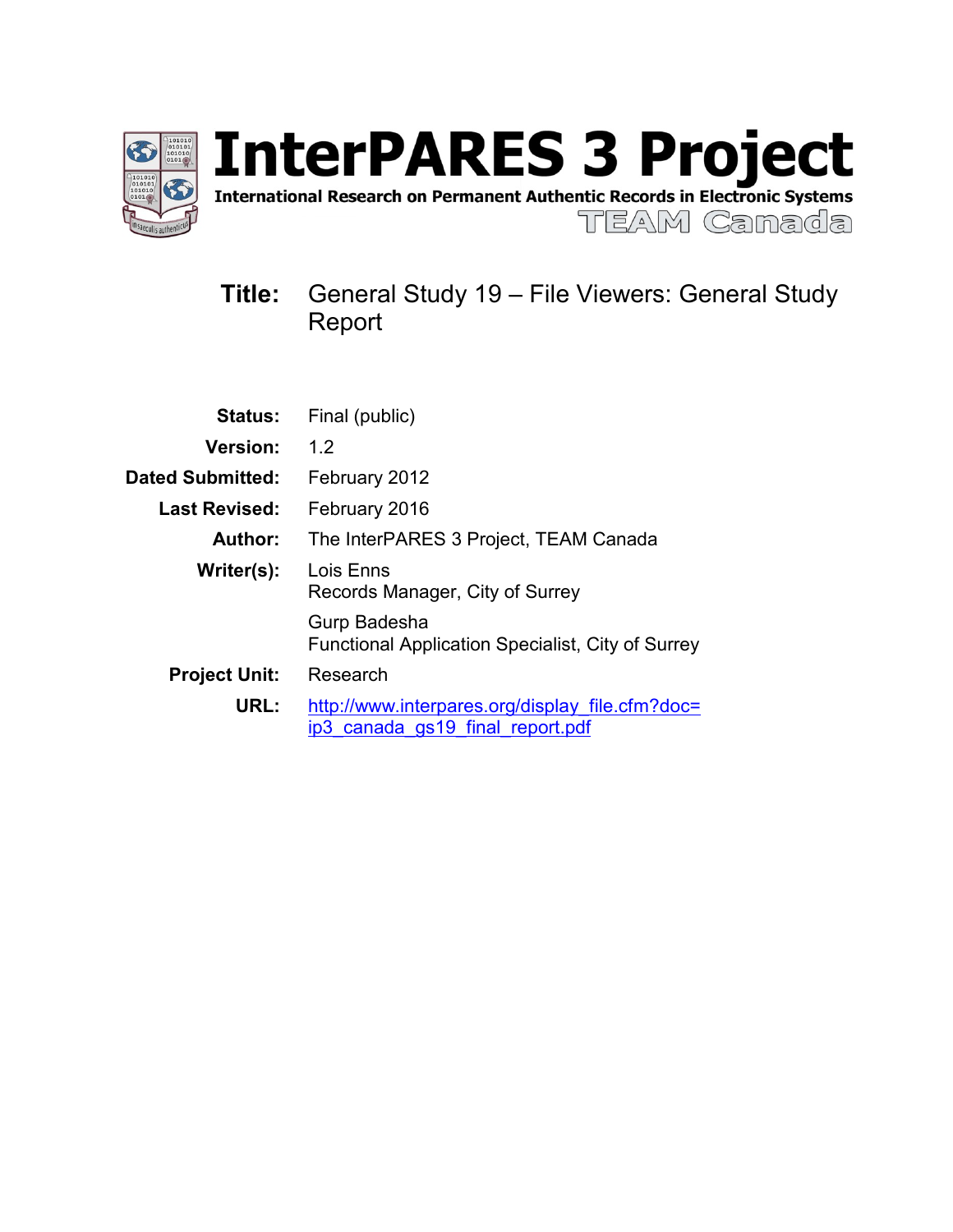# InterPARES 3 Project

**International Research on Permanent Authentic Records in Electronic Systems**

TEAM Canada

**Title:** General Study 19 – File Viewers: General Study Report

| | |
|---|---|
| **Status:** | Final (public) |
| **Version:** | 1.2 |
| **Dated Submitted:** | February 2012 |
| **Last Revised:** | February 2016 |
| **Author:** | The InterPARES 3 Project, TEAM Canada |
| **Writer(s):** | Lois Enns<br>Records Manager, City of Surrey<br><br>Gurp Badesha<br>Functional Application Specialist, City of Surrey |
| **Project Unit:** | Research |
| **URL:** | http://www.interpares.org/display_file.cfm?doc=ip3_canada_gs19_final_report.pdf |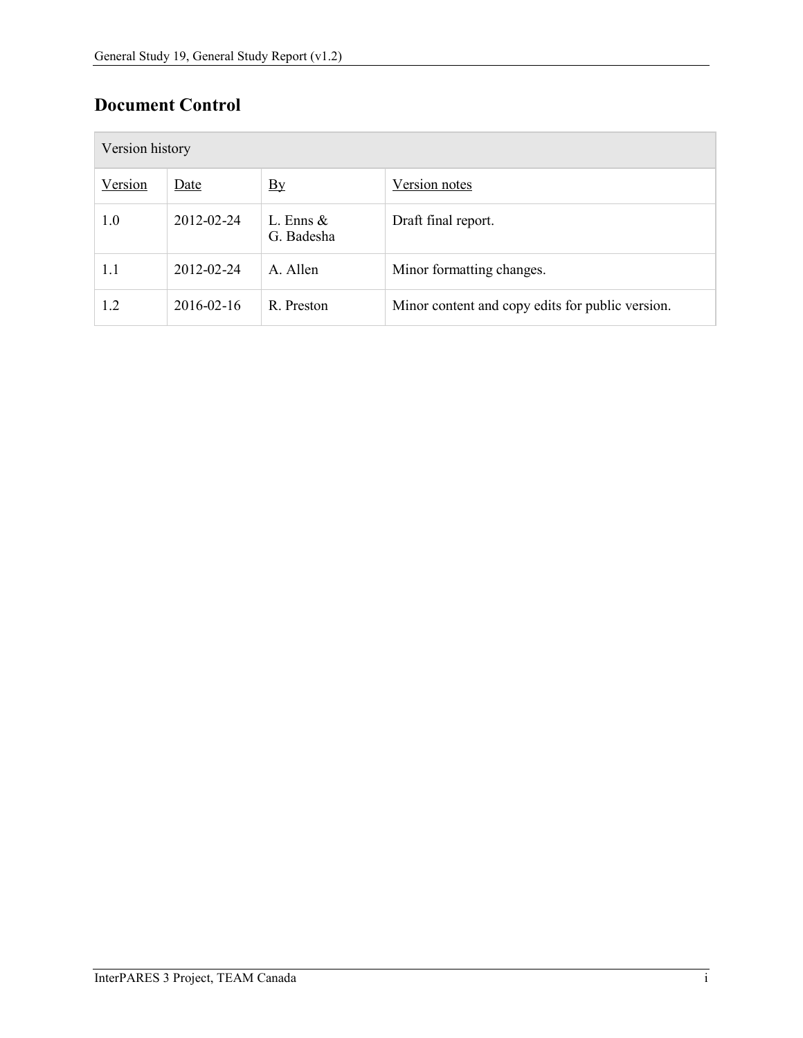## Document Control

| Version history | | | |
|---|---|---|---|
| Version | Date | By | Version notes |
| 1.0 | 2012-02-24 | L. Enns & G. Badesha | Draft final report. |
| 1.1 | 2012-02-24 | A. Allen | Minor formatting changes. |
| 1.2 | 2016-02-16 | R. Preston | Minor content and copy edits for public version. |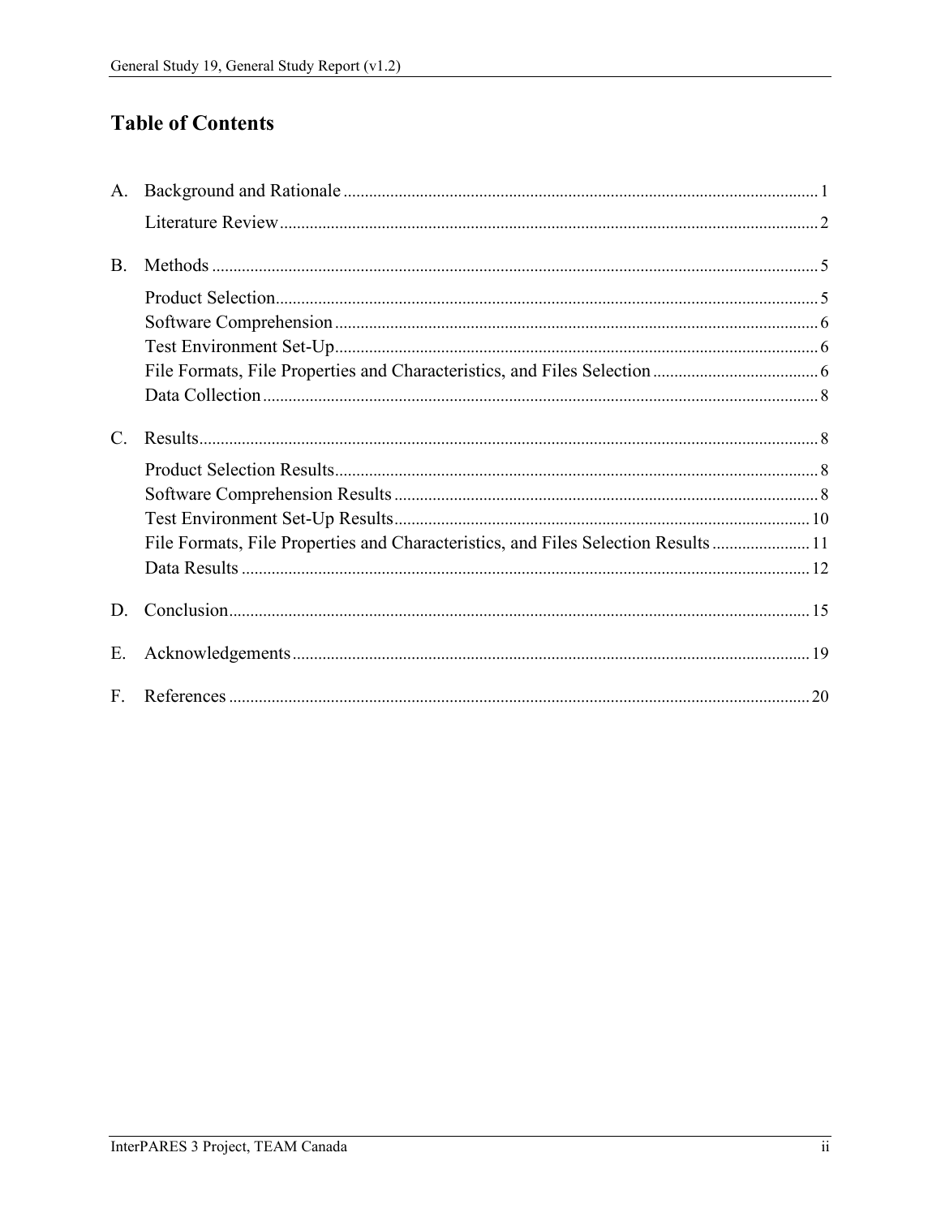# Table of Contents

A. Background and Rationale ..... 1

  Literature Review ..... 2

B. Methods ..... 5

  Product Selection ..... 5
  Software Comprehension ..... 6
  Test Environment Set-Up ..... 6
  File Formats, File Properties and Characteristics, and Files Selection ..... 6
  Data Collection ..... 8

C. Results ..... 8

  Product Selection Results ..... 8
  Software Comprehension Results ..... 8
  Test Environment Set-Up Results ..... 10
  File Formats, File Properties and Characteristics, and Files Selection Results ..... 11
  Data Results ..... 12

D. Conclusion ..... 15

E. Acknowledgements ..... 19

F. References ..... 20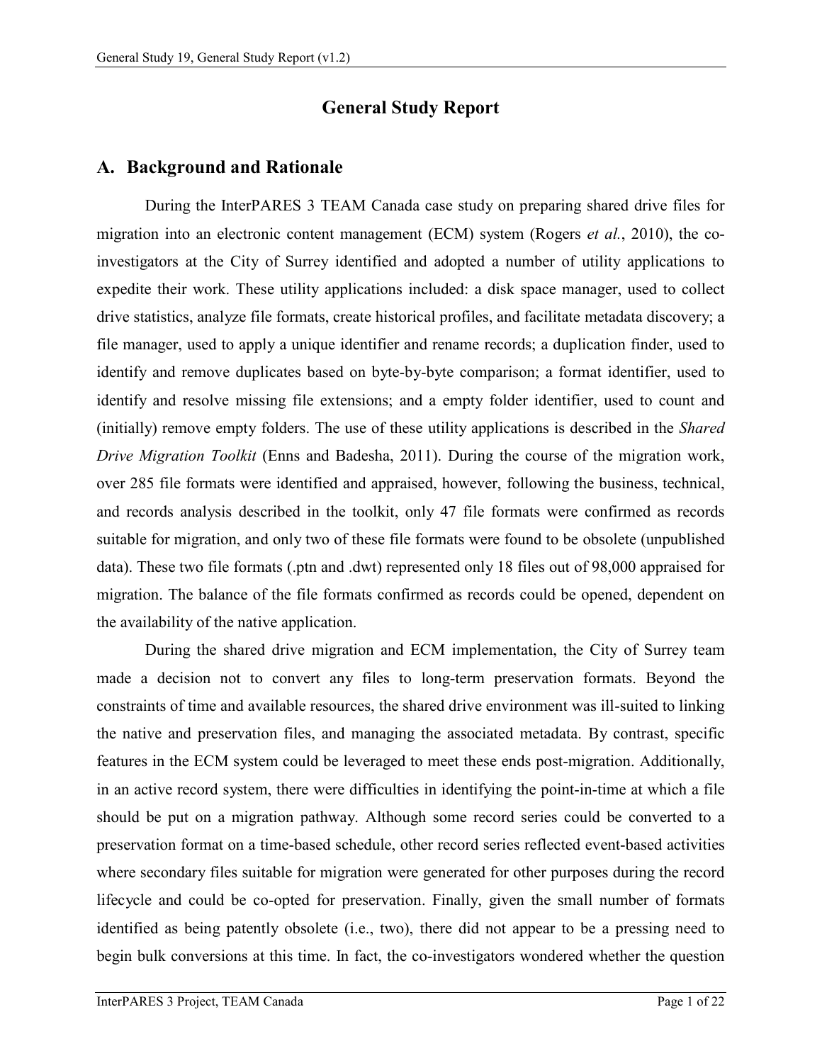# General Study Report

## A. Background and Rationale

During the InterPARES 3 TEAM Canada case study on preparing shared drive files for migration into an electronic content management (ECM) system (Rogers *et al.*, 2010), the co-investigators at the City of Surrey identified and adopted a number of utility applications to expedite their work. These utility applications included: a disk space manager, used to collect drive statistics, analyze file formats, create historical profiles, and facilitate metadata discovery; a file manager, used to apply a unique identifier and rename records; a duplication finder, used to identify and remove duplicates based on byte-by-byte comparison; a format identifier, used to identify and resolve missing file extensions; and a empty folder identifier, used to count and (initially) remove empty folders. The use of these utility applications is described in the *Shared Drive Migration Toolkit* (Enns and Badesha, 2011). During the course of the migration work, over 285 file formats were identified and appraised, however, following the business, technical, and records analysis described in the toolkit, only 47 file formats were confirmed as records suitable for migration, and only two of these file formats were found to be obsolete (unpublished data). These two file formats (.ptn and .dwt) represented only 18 files out of 98,000 appraised for migration. The balance of the file formats confirmed as records could be opened, dependent on the availability of the native application.

During the shared drive migration and ECM implementation, the City of Surrey team made a decision not to convert any files to long-term preservation formats. Beyond the constraints of time and available resources, the shared drive environment was ill-suited to linking the native and preservation files, and managing the associated metadata. By contrast, specific features in the ECM system could be leveraged to meet these ends post-migration. Additionally, in an active record system, there were difficulties in identifying the point-in-time at which a file should be put on a migration pathway. Although some record series could be converted to a preservation format on a time-based schedule, other record series reflected event-based activities where secondary files suitable for migration were generated for other purposes during the record lifecycle and could be co-opted for preservation. Finally, given the small number of formats identified as being patently obsolete (i.e., two), there did not appear to be a pressing need to begin bulk conversions at this time. In fact, the co-investigators wondered whether the question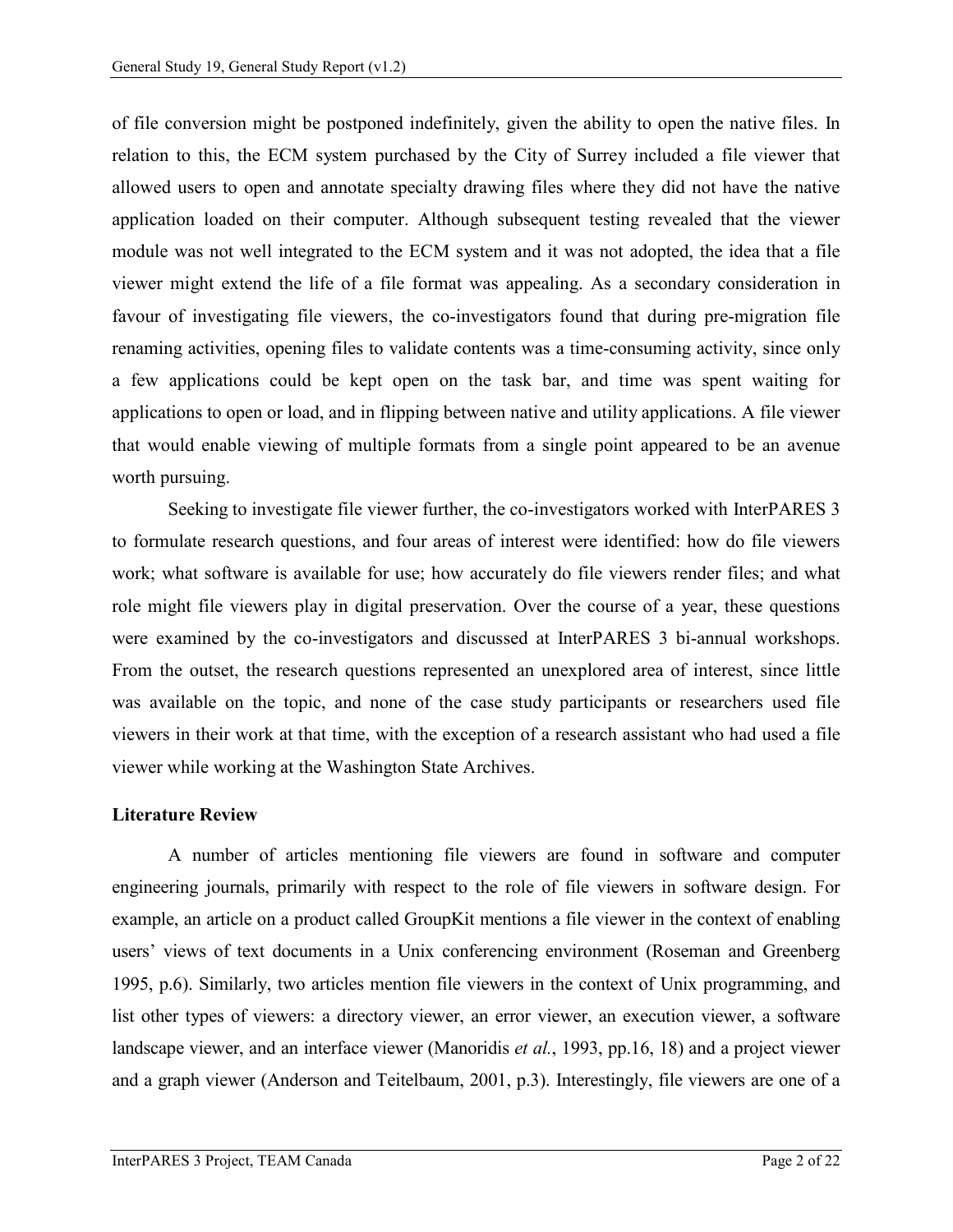of file conversion might be postponed indefinitely, given the ability to open the native files. In relation to this, the ECM system purchased by the City of Surrey included a file viewer that allowed users to open and annotate specialty drawing files where they did not have the native application loaded on their computer. Although subsequent testing revealed that the viewer module was not well integrated to the ECM system and it was not adopted, the idea that a file viewer might extend the life of a file format was appealing. As a secondary consideration in favour of investigating file viewers, the co-investigators found that during pre-migration file renaming activities, opening files to validate contents was a time-consuming activity, since only a few applications could be kept open on the task bar, and time was spent waiting for applications to open or load, and in flipping between native and utility applications. A file viewer that would enable viewing of multiple formats from a single point appeared to be an avenue worth pursuing.

Seeking to investigate file viewer further, the co-investigators worked with InterPARES 3 to formulate research questions, and four areas of interest were identified: how do file viewers work; what software is available for use; how accurately do file viewers render files; and what role might file viewers play in digital preservation. Over the course of a year, these questions were examined by the co-investigators and discussed at InterPARES 3 bi-annual workshops. From the outset, the research questions represented an unexplored area of interest, since little was available on the topic, and none of the case study participants or researchers used file viewers in their work at that time, with the exception of a research assistant who had used a file viewer while working at the Washington State Archives.

**Literature Review**

A number of articles mentioning file viewers are found in software and computer engineering journals, primarily with respect to the role of file viewers in software design. For example, an article on a product called GroupKit mentions a file viewer in the context of enabling users' views of text documents in a Unix conferencing environment (Roseman and Greenberg 1995, p.6). Similarly, two articles mention file viewers in the context of Unix programming, and list other types of viewers: a directory viewer, an error viewer, an execution viewer, a software landscape viewer, and an interface viewer (Manoridis *et al.*, 1993, pp.16, 18) and a project viewer and a graph viewer (Anderson and Teitelbaum, 2001, p.3). Interestingly, file viewers are one of a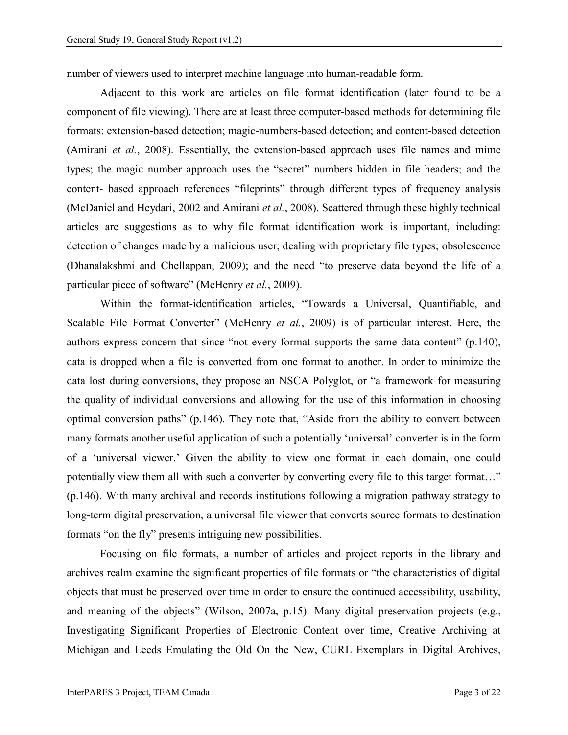number of viewers used to interpret machine language into human-readable form.

Adjacent to this work are articles on file format identification (later found to be a component of file viewing). There are at least three computer-based methods for determining file formats: extension-based detection; magic-numbers-based detection; and content-based detection (Amirani *et al.*, 2008). Essentially, the extension-based approach uses file names and mime types; the magic number approach uses the "secret" numbers hidden in file headers; and the content- based approach references "fileprints" through different types of frequency analysis (McDaniel and Heydari, 2002 and Amirani *et al.*, 2008). Scattered through these highly technical articles are suggestions as to why file format identification work is important, including: detection of changes made by a malicious user; dealing with proprietary file types; obsolescence (Dhanalakshmi and Chellappan, 2009); and the need "to preserve data beyond the life of a particular piece of software" (McHenry *et al.*, 2009).

Within the format-identification articles, "Towards a Universal, Quantifiable, and Scalable File Format Converter" (McHenry *et al.*, 2009) is of particular interest. Here, the authors express concern that since "not every format supports the same data content" (p.140), data is dropped when a file is converted from one format to another. In order to minimize the data lost during conversions, they propose an NSCA Polyglot, or "a framework for measuring the quality of individual conversions and allowing for the use of this information in choosing optimal conversion paths" (p.146). They note that, "Aside from the ability to convert between many formats another useful application of such a potentially 'universal' converter is in the form of a 'universal viewer.' Given the ability to view one format in each domain, one could potentially view them all with such a converter by converting every file to this target format…" (p.146). With many archival and records institutions following a migration pathway strategy to long-term digital preservation, a universal file viewer that converts source formats to destination formats "on the fly" presents intriguing new possibilities.

Focusing on file formats, a number of articles and project reports in the library and archives realm examine the significant properties of file formats or "the characteristics of digital objects that must be preserved over time in order to ensure the continued accessibility, usability, and meaning of the objects" (Wilson, 2007a, p.15). Many digital preservation projects (e.g., Investigating Significant Properties of Electronic Content over time, Creative Archiving at Michigan and Leeds Emulating the Old On the New, CURL Exemplars in Digital Archives,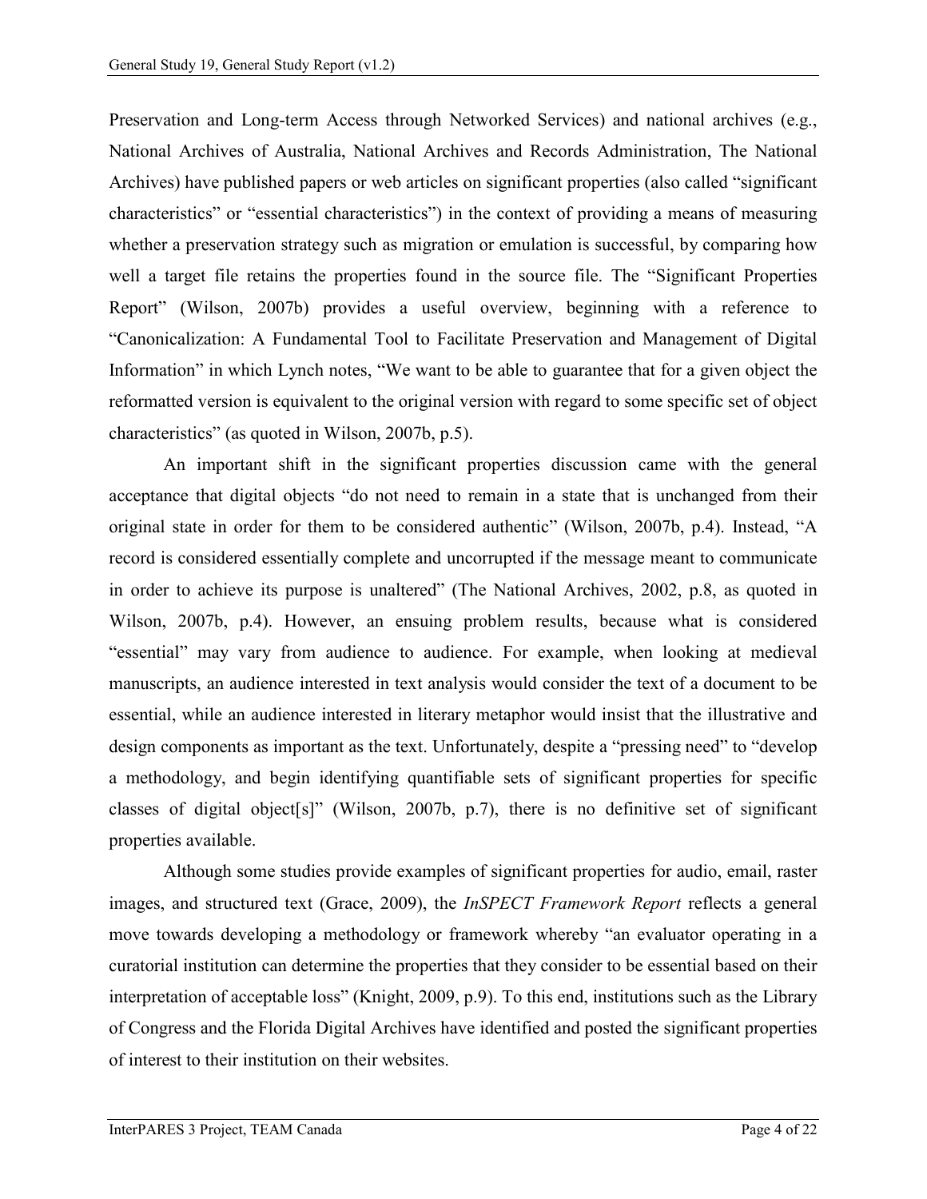Preservation and Long-term Access through Networked Services) and national archives (e.g., National Archives of Australia, National Archives and Records Administration, The National Archives) have published papers or web articles on significant properties (also called "significant characteristics" or "essential characteristics") in the context of providing a means of measuring whether a preservation strategy such as migration or emulation is successful, by comparing how well a target file retains the properties found in the source file. The "Significant Properties Report" (Wilson, 2007b) provides a useful overview, beginning with a reference to "Canonicalization: A Fundamental Tool to Facilitate Preservation and Management of Digital Information" in which Lynch notes, "We want to be able to guarantee that for a given object the reformatted version is equivalent to the original version with regard to some specific set of object characteristics" (as quoted in Wilson, 2007b, p.5).

An important shift in the significant properties discussion came with the general acceptance that digital objects "do not need to remain in a state that is unchanged from their original state in order for them to be considered authentic" (Wilson, 2007b, p.4). Instead, "A record is considered essentially complete and uncorrupted if the message meant to communicate in order to achieve its purpose is unaltered" (The National Archives, 2002, p.8, as quoted in Wilson, 2007b, p.4). However, an ensuing problem results, because what is considered "essential" may vary from audience to audience. For example, when looking at medieval manuscripts, an audience interested in text analysis would consider the text of a document to be essential, while an audience interested in literary metaphor would insist that the illustrative and design components as important as the text. Unfortunately, despite a "pressing need" to "develop a methodology, and begin identifying quantifiable sets of significant properties for specific classes of digital object[s]" (Wilson, 2007b, p.7), there is no definitive set of significant properties available.

Although some studies provide examples of significant properties for audio, email, raster images, and structured text (Grace, 2009), the *InSPECT Framework Report* reflects a general move towards developing a methodology or framework whereby "an evaluator operating in a curatorial institution can determine the properties that they consider to be essential based on their interpretation of acceptable loss" (Knight, 2009, p.9). To this end, institutions such as the Library of Congress and the Florida Digital Archives have identified and posted the significant properties of interest to their institution on their websites.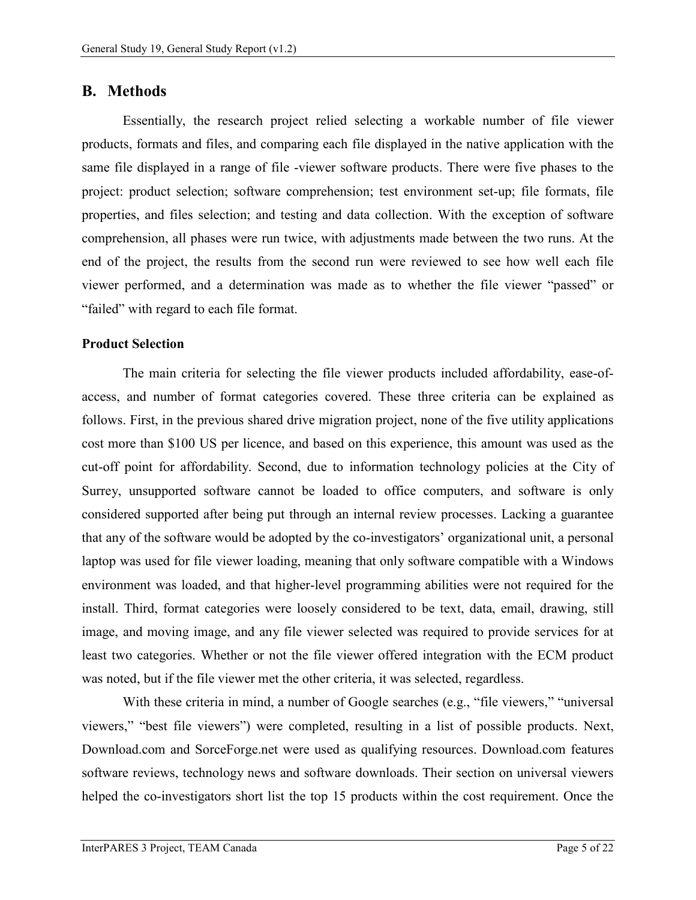## B. Methods

Essentially, the research project relied selecting a workable number of file viewer products, formats and files, and comparing each file displayed in the native application with the same file displayed in a range of file -viewer software products. There were five phases to the project: product selection; software comprehension; test environment set-up; file formats, file properties, and files selection; and testing and data collection. With the exception of software comprehension, all phases were run twice, with adjustments made between the two runs. At the end of the project, the results from the second run were reviewed to see how well each file viewer performed, and a determination was made as to whether the file viewer "passed" or "failed" with regard to each file format.

**Product Selection**

The main criteria for selecting the file viewer products included affordability, ease-of-access, and number of format categories covered. These three criteria can be explained as follows. First, in the previous shared drive migration project, none of the five utility applications cost more than $100 US per licence, and based on this experience, this amount was used as the cut-off point for affordability. Second, due to information technology policies at the City of Surrey, unsupported software cannot be loaded to office computers, and software is only considered supported after being put through an internal review processes. Lacking a guarantee that any of the software would be adopted by the co-investigators' organizational unit, a personal laptop was used for file viewer loading, meaning that only software compatible with a Windows environment was loaded, and that higher-level programming abilities were not required for the install. Third, format categories were loosely considered to be text, data, email, drawing, still image, and moving image, and any file viewer selected was required to provide services for at least two categories. Whether or not the file viewer offered integration with the ECM product was noted, but if the file viewer met the other criteria, it was selected, regardless.

With these criteria in mind, a number of Google searches (e.g., "file viewers," "universal viewers," "best file viewers") were completed, resulting in a list of possible products. Next, Download.com and SorceForge.net were used as qualifying resources. Download.com features software reviews, technology news and software downloads. Their section on universal viewers helped the co-investigators short list the top 15 products within the cost requirement. Once the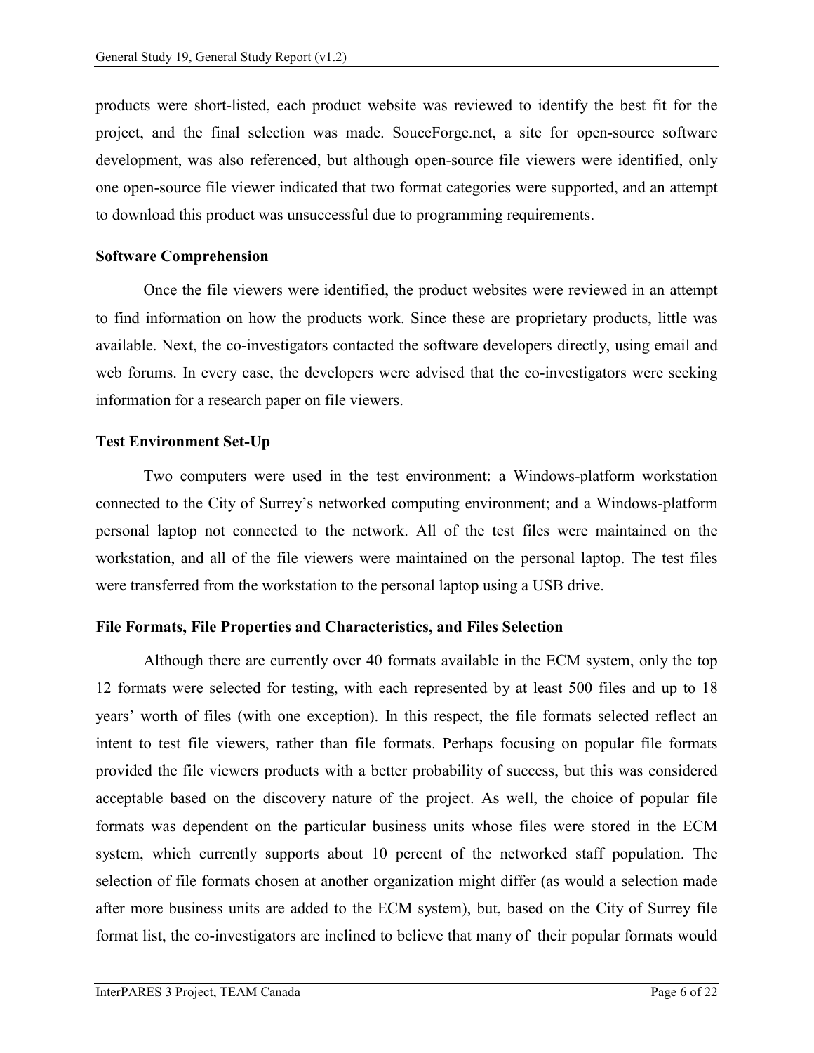products were short-listed, each product website was reviewed to identify the best fit for the project, and the final selection was made. SouceForge.net, a site for open-source software development, was also referenced, but although open-source file viewers were identified, only one open-source file viewer indicated that two format categories were supported, and an attempt to download this product was unsuccessful due to programming requirements.

**Software Comprehension**

Once the file viewers were identified, the product websites were reviewed in an attempt to find information on how the products work. Since these are proprietary products, little was available. Next, the co-investigators contacted the software developers directly, using email and web forums. In every case, the developers were advised that the co-investigators were seeking information for a research paper on file viewers.

**Test Environment Set-Up**

Two computers were used in the test environment: a Windows-platform workstation connected to the City of Surrey's networked computing environment; and a Windows-platform personal laptop not connected to the network. All of the test files were maintained on the workstation, and all of the file viewers were maintained on the personal laptop. The test files were transferred from the workstation to the personal laptop using a USB drive.

**File Formats, File Properties and Characteristics, and Files Selection**

Although there are currently over 40 formats available in the ECM system, only the top 12 formats were selected for testing, with each represented by at least 500 files and up to 18 years' worth of files (with one exception). In this respect, the file formats selected reflect an intent to test file viewers, rather than file formats. Perhaps focusing on popular file formats provided the file viewers products with a better probability of success, but this was considered acceptable based on the discovery nature of the project. As well, the choice of popular file formats was dependent on the particular business units whose files were stored in the ECM system, which currently supports about 10 percent of the networked staff population. The selection of file formats chosen at another organization might differ (as would a selection made after more business units are added to the ECM system), but, based on the City of Surrey file format list, the co-investigators are inclined to believe that many of their popular formats would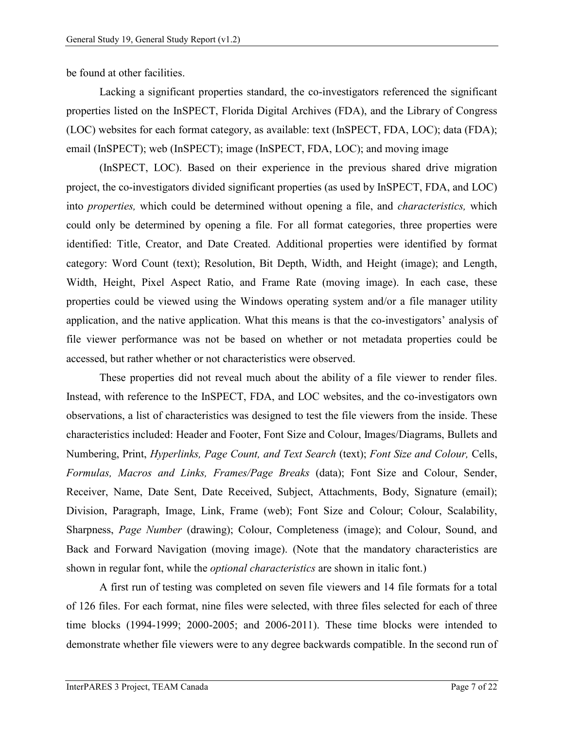be found at other facilities.

Lacking a significant properties standard, the co-investigators referenced the significant properties listed on the InSPECT, Florida Digital Archives (FDA), and the Library of Congress (LOC) websites for each format category, as available: text (InSPECT, FDA, LOC); data (FDA); email (InSPECT); web (InSPECT); image (InSPECT, FDA, LOC); and moving image

(InSPECT, LOC). Based on their experience in the previous shared drive migration project, the co-investigators divided significant properties (as used by InSPECT, FDA, and LOC) into *properties,* which could be determined without opening a file, and *characteristics,* which could only be determined by opening a file. For all format categories, three properties were identified: Title, Creator, and Date Created. Additional properties were identified by format category: Word Count (text); Resolution, Bit Depth, Width, and Height (image); and Length, Width, Height, Pixel Aspect Ratio, and Frame Rate (moving image). In each case, these properties could be viewed using the Windows operating system and/or a file manager utility application, and the native application. What this means is that the co-investigators' analysis of file viewer performance was not be based on whether or not metadata properties could be accessed, but rather whether or not characteristics were observed.

These properties did not reveal much about the ability of a file viewer to render files. Instead, with reference to the InSPECT, FDA, and LOC websites, and the co-investigators own observations, a list of characteristics was designed to test the file viewers from the inside. These characteristics included: Header and Footer, Font Size and Colour, Images/Diagrams, Bullets and Numbering, Print, *Hyperlinks, Page Count, and Text Search* (text); *Font Size and Colour,* Cells, *Formulas, Macros and Links, Frames/Page Breaks* (data); Font Size and Colour, Sender, Receiver, Name, Date Sent, Date Received, Subject, Attachments, Body, Signature (email); Division, Paragraph, Image, Link, Frame (web); Font Size and Colour; Colour, Scalability, Sharpness, *Page Number* (drawing); Colour, Completeness (image); and Colour, Sound, and Back and Forward Navigation (moving image). (Note that the mandatory characteristics are shown in regular font, while the *optional characteristics* are shown in italic font.)

A first run of testing was completed on seven file viewers and 14 file formats for a total of 126 files. For each format, nine files were selected, with three files selected for each of three time blocks (1994-1999; 2000-2005; and 2006-2011). These time blocks were intended to demonstrate whether file viewers were to any degree backwards compatible. In the second run of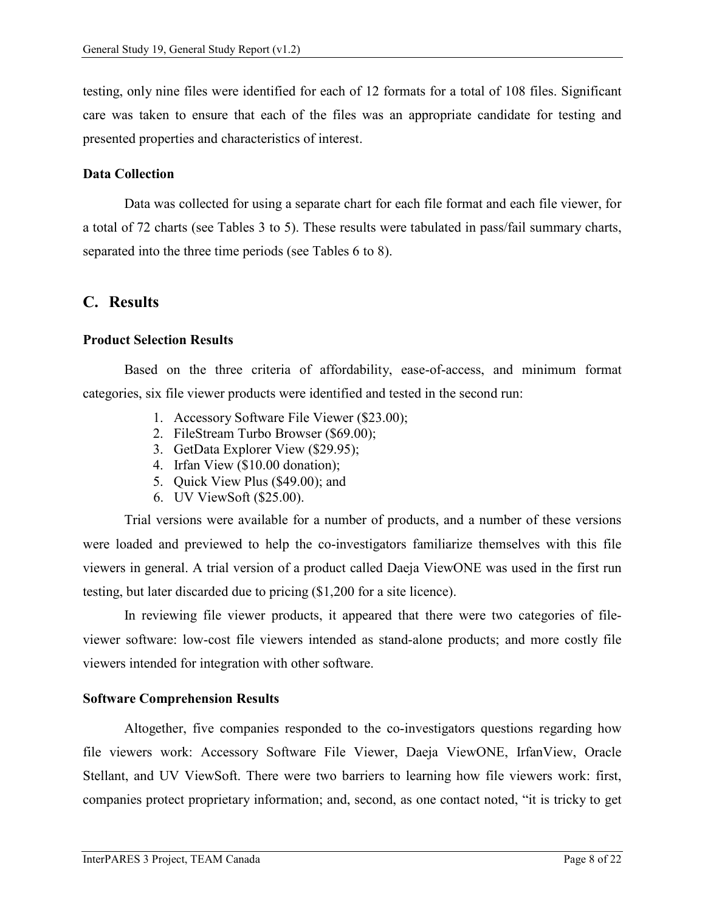testing, only nine files were identified for each of 12 formats for a total of 108 files. Significant care was taken to ensure that each of the files was an appropriate candidate for testing and presented properties and characteristics of interest.

### Data Collection

Data was collected for using a separate chart for each file format and each file viewer, for a total of 72 charts (see Tables 3 to 5). These results were tabulated in pass/fail summary charts, separated into the three time periods (see Tables 6 to 8).

## C. Results

### Product Selection Results

Based on the three criteria of affordability, ease-of-access, and minimum format categories, six file viewer products were identified and tested in the second run:

1. Accessory Software File Viewer ($23.00);
2. FileStream Turbo Browser ($69.00);
3. GetData Explorer View ($29.95);
4. Irfan View ($10.00 donation);
5. Quick View Plus ($49.00); and
6. UV ViewSoft ($25.00).

Trial versions were available for a number of products, and a number of these versions were loaded and previewed to help the co-investigators familiarize themselves with this file viewers in general. A trial version of a product called Daeja ViewONE was used in the first run testing, but later discarded due to pricing ($1,200 for a site licence).

In reviewing file viewer products, it appeared that there were two categories of file-viewer software: low-cost file viewers intended as stand-alone products; and more costly file viewers intended for integration with other software.

### Software Comprehension Results

Altogether, five companies responded to the co-investigators questions regarding how file viewers work: Accessory Software File Viewer, Daeja ViewONE, IrfanView, Oracle Stellant, and UV ViewSoft. There were two barriers to learning how file viewers work: first, companies protect proprietary information; and, second, as one contact noted, "it is tricky to get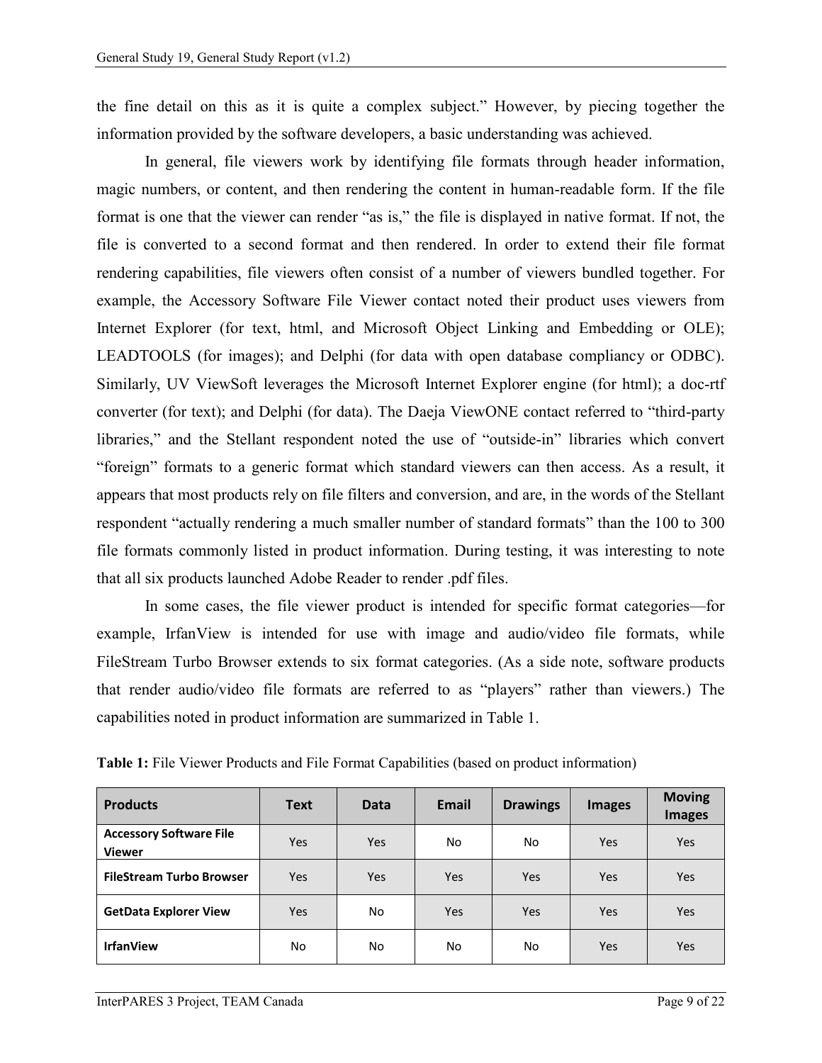the fine detail on this as it is quite a complex subject." However, by piecing together the information provided by the software developers, a basic understanding was achieved.

In general, file viewers work by identifying file formats through header information, magic numbers, or content, and then rendering the content in human-readable form. If the file format is one that the viewer can render "as is," the file is displayed in native format. If not, the file is converted to a second format and then rendered. In order to extend their file format rendering capabilities, file viewers often consist of a number of viewers bundled together. For example, the Accessory Software File Viewer contact noted their product uses viewers from Internet Explorer (for text, html, and Microsoft Object Linking and Embedding or OLE); LEADTOOLS (for images); and Delphi (for data with open database compliancy or ODBC). Similarly, UV ViewSoft leverages the Microsoft Internet Explorer engine (for html); a doc-rtf converter (for text); and Delphi (for data). The Daeja ViewONE contact referred to "third-party libraries," and the Stellant respondent noted the use of "outside-in" libraries which convert "foreign" formats to a generic format which standard viewers can then access. As a result, it appears that most products rely on file filters and conversion, and are, in the words of the Stellant respondent "actually rendering a much smaller number of standard formats" than the 100 to 300 file formats commonly listed in product information. During testing, it was interesting to note that all six products launched Adobe Reader to render .pdf files.

In some cases, the file viewer product is intended for specific format categories—for example, IrfanView is intended for use with image and audio/video file formats, while FileStream Turbo Browser extends to six format categories. (As a side note, software products that render audio/video file formats are referred to as "players" rather than viewers.) The capabilities noted in product information are summarized in Table 1.

**Table 1:** File Viewer Products and File Format Capabilities (based on product information)

| Products | Text | Data | Email | Drawings | Images | Moving Images |
|---|---|---|---|---|---|---|
| **Accessory Software File Viewer** | Yes | Yes | No | No | Yes | Yes |
| **FileStream Turbo Browser** | Yes | Yes | Yes | Yes | Yes | Yes |
| **GetData Explorer View** | Yes | No | Yes | Yes | Yes | Yes |
| **IrfanView** | No | No | No | No | Yes | Yes |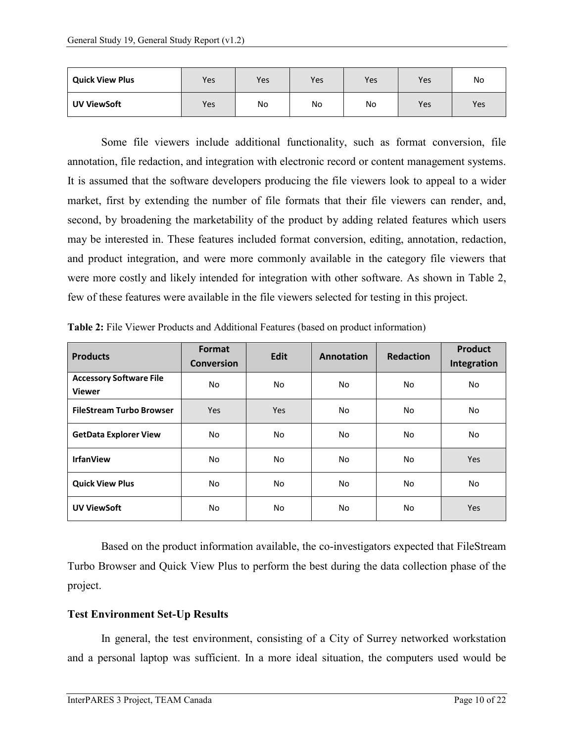| Quick View Plus | Yes | Yes | Yes | Yes | Yes | No |
|---|---|---|---|---|---|---|
| UV ViewSoft | Yes | No | No | No | Yes | Yes |

Some file viewers include additional functionality, such as format conversion, file annotation, file redaction, and integration with electronic record or content management systems. It is assumed that the software developers producing the file viewers look to appeal to a wider market, first by extending the number of file formats that their file viewers can render, and, second, by broadening the marketability of the product by adding related features which users may be interested in. These features included format conversion, editing, annotation, redaction, and product integration, and were more commonly available in the category file viewers that were more costly and likely intended for integration with other software. As shown in Table 2, few of these features were available in the file viewers selected for testing in this project.

**Table 2:** File Viewer Products and Additional Features (based on product information)

| Products | Format Conversion | Edit | Annotation | Redaction | Product Integration |
|---|---|---|---|---|---|
| Accessory Software File Viewer | No | No | No | No | No |
| FileStream Turbo Browser | Yes | Yes | No | No | No |
| GetData Explorer View | No | No | No | No | No |
| IrfanView | No | No | No | No | Yes |
| Quick View Plus | No | No | No | No | No |
| UV ViewSoft | No | No | No | No | Yes |

Based on the product information available, the co-investigators expected that FileStream Turbo Browser and Quick View Plus to perform the best during the data collection phase of the project.

### Test Environment Set-Up Results

In general, the test environment, consisting of a City of Surrey networked workstation and a personal laptop was sufficient. In a more ideal situation, the computers used would be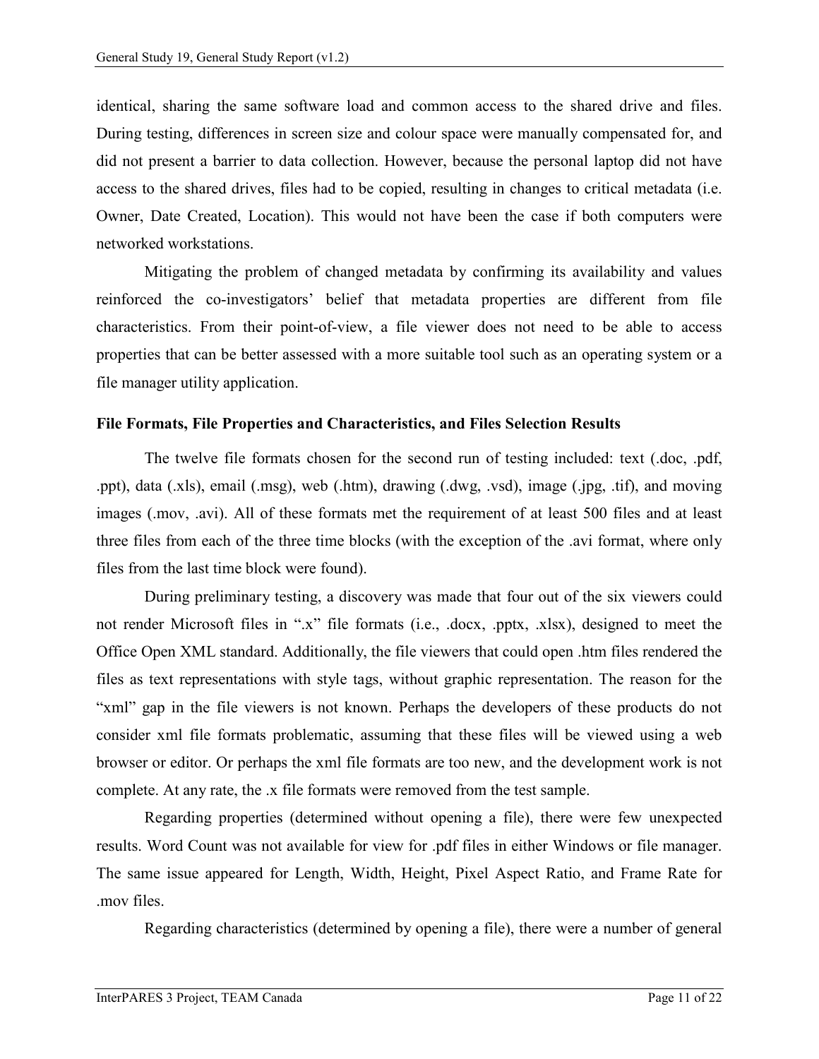identical, sharing the same software load and common access to the shared drive and files. During testing, differences in screen size and colour space were manually compensated for, and did not present a barrier to data collection. However, because the personal laptop did not have access to the shared drives, files had to be copied, resulting in changes to critical metadata (i.e. Owner, Date Created, Location). This would not have been the case if both computers were networked workstations.

Mitigating the problem of changed metadata by confirming its availability and values reinforced the co-investigators' belief that metadata properties are different from file characteristics. From their point-of-view, a file viewer does not need to be able to access properties that can be better assessed with a more suitable tool such as an operating system or a file manager utility application.

**File Formats, File Properties and Characteristics, and Files Selection Results**

The twelve file formats chosen for the second run of testing included: text (.doc, .pdf, .ppt), data (.xls), email (.msg), web (.htm), drawing (.dwg, .vsd), image (.jpg, .tif), and moving images (.mov, .avi). All of these formats met the requirement of at least 500 files and at least three files from each of the three time blocks (with the exception of the .avi format, where only files from the last time block were found).

During preliminary testing, a discovery was made that four out of the six viewers could not render Microsoft files in ".x" file formats (i.e., .docx, .pptx, .xlsx), designed to meet the Office Open XML standard. Additionally, the file viewers that could open .htm files rendered the files as text representations with style tags, without graphic representation. The reason for the "xml" gap in the file viewers is not known. Perhaps the developers of these products do not consider xml file formats problematic, assuming that these files will be viewed using a web browser or editor. Or perhaps the xml file formats are too new, and the development work is not complete. At any rate, the .x file formats were removed from the test sample.

Regarding properties (determined without opening a file), there were few unexpected results. Word Count was not available for view for .pdf files in either Windows or file manager. The same issue appeared for Length, Width, Height, Pixel Aspect Ratio, and Frame Rate for .mov files.

Regarding characteristics (determined by opening a file), there were a number of general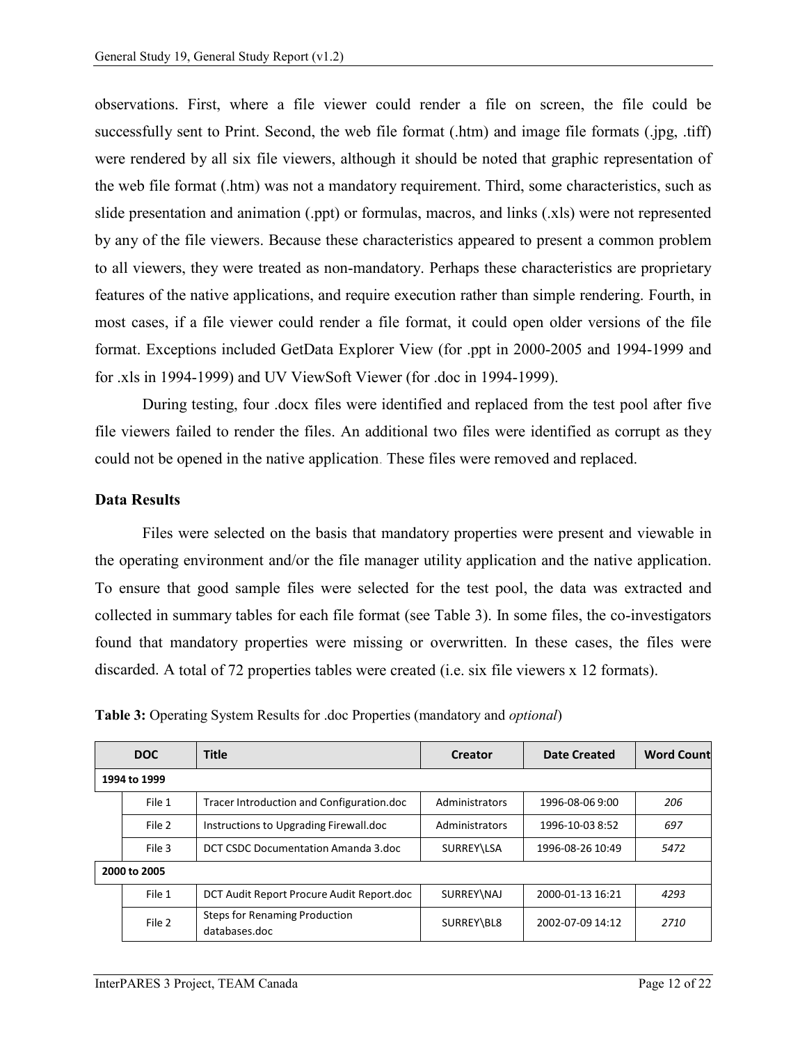observations. First, where a file viewer could render a file on screen, the file could be successfully sent to Print. Second, the web file format (.htm) and image file formats (.jpg, .tiff) were rendered by all six file viewers, although it should be noted that graphic representation of the web file format (.htm) was not a mandatory requirement. Third, some characteristics, such as slide presentation and animation (.ppt) or formulas, macros, and links (.xls) were not represented by any of the file viewers. Because these characteristics appeared to present a common problem to all viewers, they were treated as non-mandatory. Perhaps these characteristics are proprietary features of the native applications, and require execution rather than simple rendering. Fourth, in most cases, if a file viewer could render a file format, it could open older versions of the file format. Exceptions included GetData Explorer View (for .ppt in 2000-2005 and 1994-1999 and for .xls in 1994-1999) and UV ViewSoft Viewer (for .doc in 1994-1999).

During testing, four .docx files were identified and replaced from the test pool after five file viewers failed to render the files. An additional two files were identified as corrupt as they could not be opened in the native application. These files were removed and replaced.

### Data Results

Files were selected on the basis that mandatory properties were present and viewable in the operating environment and/or the file manager utility application and the native application. To ensure that good sample files were selected for the test pool, the data was extracted and collected in summary tables for each file format (see Table 3). In some files, the co-investigators found that mandatory properties were missing or overwritten. In these cases, the files were discarded. A total of 72 properties tables were created (i.e. six file viewers x 12 formats).

**Table 3:** Operating System Results for .doc Properties (mandatory and *optional*)

| DOC | | Title | Creator | Date Created | Word Count |
|---|---|---|---|---|---|
| **1994 to 1999** | | | | | |
| | File 1 | Tracer Introduction and Configuration.doc | Administrators | 1996-08-06 9:00 | *206* |
| | File 2 | Instructions to Upgrading Firewall.doc | Administrators | 1996-10-03 8:52 | *697* |
| | File 3 | DCT CSDC Documentation Amanda 3.doc | SURREY\LSA | 1996-08-26 10:49 | *5472* |
| **2000 to 2005** | | | | | |
| | File 1 | DCT Audit Report Procure Audit Report.doc | SURREY\NAJ | 2000-01-13 16:21 | *4293* |
| | File 2 | Steps for Renaming Production databases.doc | SURREY\BL8 | 2002-07-09 14:12 | *2710* |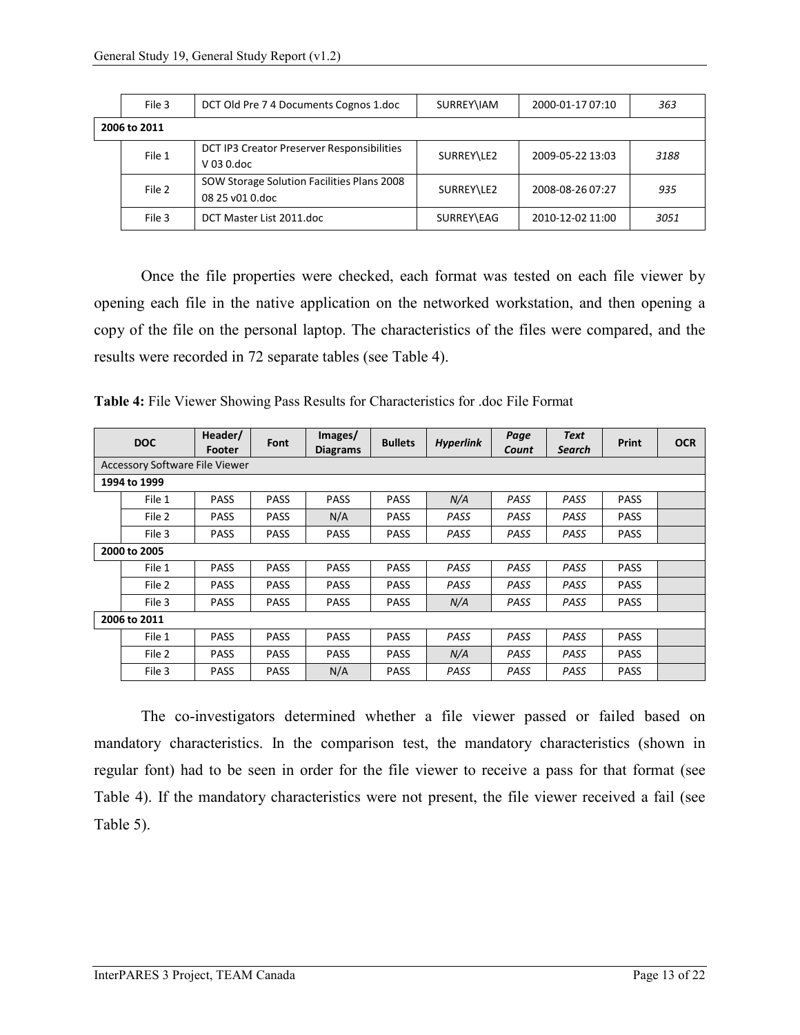| | | | | |
|---|---|---|---|---|
| File 3 | DCT Old Pre 7 4 Documents Cognos 1.doc | SURREY\IAM | 2000-01-17 07:10 | *363* |
| **2006 to 2011** | | | | |
| File 1 | DCT IP3 Creator Preserver Responsibilities V 03 0.doc | SURREY\LE2 | 2009-05-22 13:03 | *3188* |
| File 2 | SOW Storage Solution Facilities Plans 2008 08 25 v01 0.doc | SURREY\LE2 | 2008-08-26 07:27 | *935* |
| File 3 | DCT Master List 2011.doc | SURREY\EAG | 2010-12-02 11:00 | *3051* |

Once the file properties were checked, each format was tested on each file viewer by opening each file in the native application on the networked workstation, and then opening a copy of the file on the personal laptop. The characteristics of the files were compared, and the results were recorded in 72 separate tables (see Table 4).

**Table 4:** File Viewer Showing Pass Results for Characteristics for .doc File Format

| DOC | Header/ Footer | Font | Images/ Diagrams | Bullets | *Hyperlink* | *Page Count* | *Text Search* | Print | OCR |
|---|---|---|---|---|---|---|---|---|---|
| Accessory Software File Viewer | | | | | | | | | |
| **1994 to 1999** | | | | | | | | | |
| File 1 | PASS | PASS | PASS | PASS | *N/A* | *PASS* | *PASS* | PASS | |
| File 2 | PASS | PASS | N/A | PASS | *PASS* | *PASS* | *PASS* | PASS | |
| File 3 | PASS | PASS | PASS | PASS | *PASS* | *PASS* | *PASS* | PASS | |
| **2000 to 2005** | | | | | | | | | |
| File 1 | PASS | PASS | PASS | PASS | *PASS* | *PASS* | *PASS* | PASS | |
| File 2 | PASS | PASS | PASS | PASS | *PASS* | *PASS* | *PASS* | PASS | |
| File 3 | PASS | PASS | PASS | PASS | *N/A* | *PASS* | *PASS* | PASS | |
| **2006 to 2011** | | | | | | | | | |
| File 1 | PASS | PASS | PASS | PASS | *PASS* | *PASS* | *PASS* | PASS | |
| File 2 | PASS | PASS | PASS | PASS | *N/A* | *PASS* | *PASS* | PASS | |
| File 3 | PASS | PASS | N/A | PASS | *PASS* | *PASS* | *PASS* | PASS | |

The co-investigators determined whether a file viewer passed or failed based on mandatory characteristics. In the comparison test, the mandatory characteristics (shown in regular font) had to be seen in order for the file viewer to receive a pass for that format (see Table 4). If the mandatory characteristics were not present, the file viewer received a fail (see Table 5).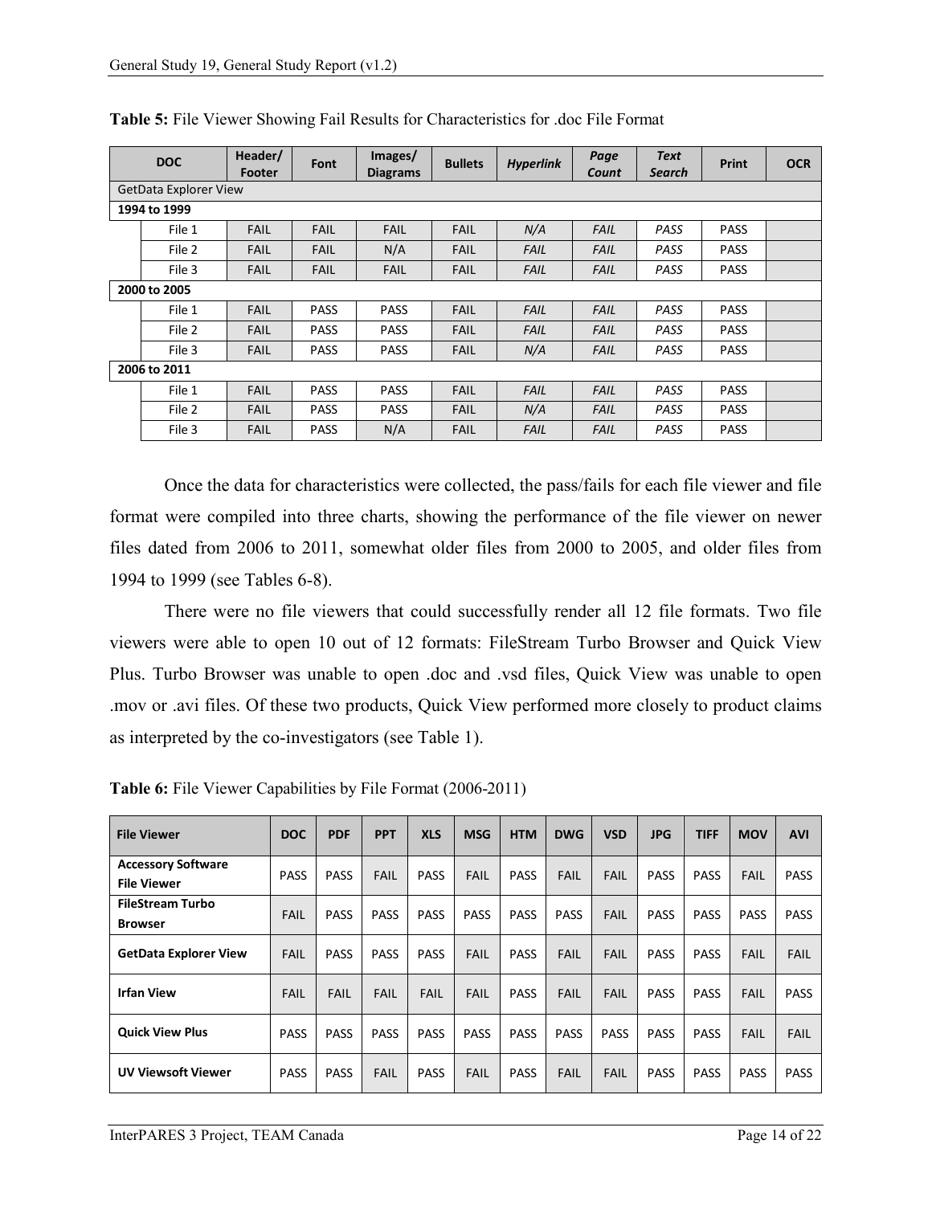**Table 5:** File Viewer Showing Fail Results for Characteristics for .doc File Format

| DOC | | Header/ Footer | Font | Images/ Diagrams | Bullets | *Hyperlink* | *Page Count* | *Text Search* | Print | OCR |
|---|---|---|---|---|---|---|---|---|---|---|
| GetData Explorer View | | | | | | | | | | |
| **1994 to 1999** | | | | | | | | | | |
| | File 1 | FAIL | FAIL | FAIL | FAIL | *N/A* | *FAIL* | *PASS* | PASS | |
| | File 2 | FAIL | FAIL | N/A | FAIL | *FAIL* | *FAIL* | *PASS* | PASS | |
| | File 3 | FAIL | FAIL | FAIL | FAIL | *FAIL* | *FAIL* | *PASS* | PASS | |
| **2000 to 2005** | | | | | | | | | | |
| | File 1 | FAIL | PASS | PASS | FAIL | *FAIL* | *FAIL* | *PASS* | PASS | |
| | File 2 | FAIL | PASS | PASS | FAIL | *FAIL* | *FAIL* | *PASS* | PASS | |
| | File 3 | FAIL | PASS | PASS | FAIL | *N/A* | *FAIL* | *PASS* | PASS | |
| **2006 to 2011** | | | | | | | | | | |
| | File 1 | FAIL | PASS | PASS | FAIL | *FAIL* | *FAIL* | *PASS* | PASS | |
| | File 2 | FAIL | PASS | PASS | FAIL | *N/A* | *FAIL* | *PASS* | PASS | |
| | File 3 | FAIL | PASS | N/A | FAIL | *FAIL* | *FAIL* | *PASS* | PASS | |

Once the data for characteristics were collected, the pass/fails for each file viewer and file format were compiled into three charts, showing the performance of the file viewer on newer files dated from 2006 to 2011, somewhat older files from 2000 to 2005, and older files from 1994 to 1999 (see Tables 6-8).

There were no file viewers that could successfully render all 12 file formats. Two file viewers were able to open 10 out of 12 formats: FileStream Turbo Browser and Quick View Plus. Turbo Browser was unable to open .doc and .vsd files, Quick View was unable to open .mov or .avi files. Of these two products, Quick View performed more closely to product claims as interpreted by the co-investigators (see Table 1).

**Table 6:** File Viewer Capabilities by File Format (2006-2011)

| File Viewer | DOC | PDF | PPT | XLS | MSG | HTM | DWG | VSD | JPG | TIFF | MOV | AVI |
|---|---|---|---|---|---|---|---|---|---|---|---|---|
| **Accessory Software File Viewer** | PASS | PASS | FAIL | PASS | FAIL | PASS | FAIL | FAIL | PASS | PASS | FAIL | PASS |
| **FileStream Turbo Browser** | FAIL | PASS | PASS | PASS | PASS | PASS | PASS | FAIL | PASS | PASS | PASS | PASS |
| **GetData Explorer View** | FAIL | PASS | PASS | PASS | FAIL | PASS | FAIL | FAIL | PASS | PASS | FAIL | FAIL |
| **Irfan View** | FAIL | FAIL | FAIL | FAIL | FAIL | PASS | FAIL | FAIL | PASS | PASS | FAIL | PASS |
| **Quick View Plus** | PASS | PASS | PASS | PASS | PASS | PASS | PASS | PASS | PASS | PASS | FAIL | FAIL |
| **UV Viewsoft Viewer** | PASS | PASS | FAIL | PASS | FAIL | PASS | FAIL | FAIL | PASS | PASS | PASS | PASS |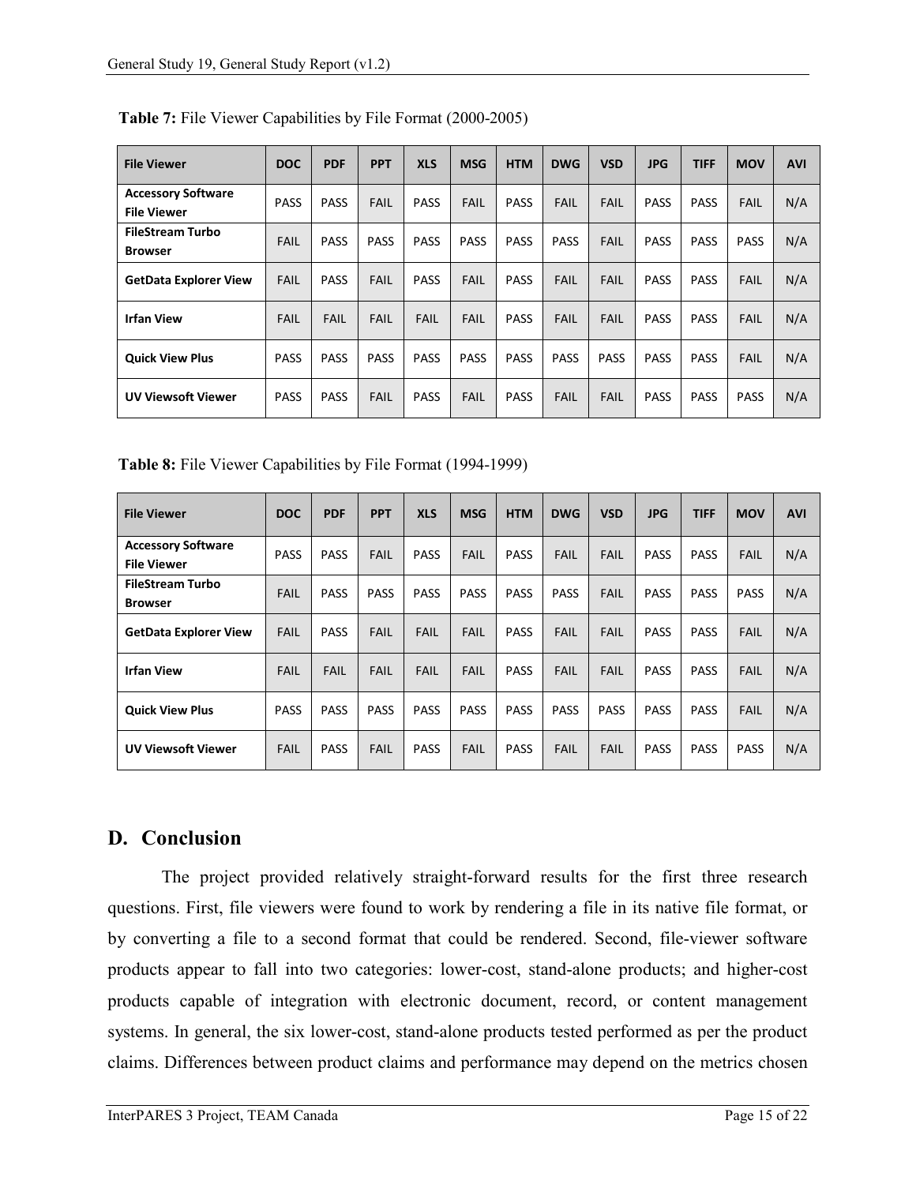**Table 7:** File Viewer Capabilities by File Format (2000-2005)

| File Viewer | DOC | PDF | PPT | XLS | MSG | HTM | DWG | VSD | JPG | TIFF | MOV | AVI |
|---|---|---|---|---|---|---|---|---|---|---|---|---|
| Accessory Software File Viewer | PASS | PASS | FAIL | PASS | FAIL | PASS | FAIL | FAIL | PASS | PASS | FAIL | N/A |
| FileStream Turbo Browser | FAIL | PASS | PASS | PASS | PASS | PASS | PASS | FAIL | PASS | PASS | PASS | N/A |
| GetData Explorer View | FAIL | PASS | FAIL | PASS | FAIL | PASS | FAIL | FAIL | PASS | PASS | FAIL | N/A |
| Irfan View | FAIL | FAIL | FAIL | FAIL | FAIL | PASS | FAIL | FAIL | PASS | PASS | FAIL | N/A |
| Quick View Plus | PASS | PASS | PASS | PASS | PASS | PASS | PASS | PASS | PASS | PASS | FAIL | N/A |
| UV Viewsoft Viewer | PASS | PASS | FAIL | PASS | FAIL | PASS | FAIL | FAIL | PASS | PASS | PASS | N/A |

**Table 8:** File Viewer Capabilities by File Format (1994-1999)

| File Viewer | DOC | PDF | PPT | XLS | MSG | HTM | DWG | VSD | JPG | TIFF | MOV | AVI |
|---|---|---|---|---|---|---|---|---|---|---|---|---|
| Accessory Software File Viewer | PASS | PASS | FAIL | PASS | FAIL | PASS | FAIL | FAIL | PASS | PASS | FAIL | N/A |
| FileStream Turbo Browser | FAIL | PASS | PASS | PASS | PASS | PASS | PASS | FAIL | PASS | PASS | PASS | N/A |
| GetData Explorer View | FAIL | PASS | FAIL | FAIL | FAIL | PASS | FAIL | FAIL | PASS | PASS | FAIL | N/A |
| Irfan View | FAIL | FAIL | FAIL | FAIL | FAIL | PASS | FAIL | FAIL | PASS | PASS | FAIL | N/A |
| Quick View Plus | PASS | PASS | PASS | PASS | PASS | PASS | PASS | PASS | PASS | PASS | FAIL | N/A |
| UV Viewsoft Viewer | FAIL | PASS | FAIL | PASS | FAIL | PASS | FAIL | FAIL | PASS | PASS | PASS | N/A |

## D. Conclusion

The project provided relatively straight-forward results for the first three research questions. First, file viewers were found to work by rendering a file in its native file format, or by converting a file to a second format that could be rendered. Second, file-viewer software products appear to fall into two categories: lower-cost, stand-alone products; and higher-cost products capable of integration with electronic document, record, or content management systems. In general, the six lower-cost, stand-alone products tested performed as per the product claims. Differences between product claims and performance may depend on the metrics chosen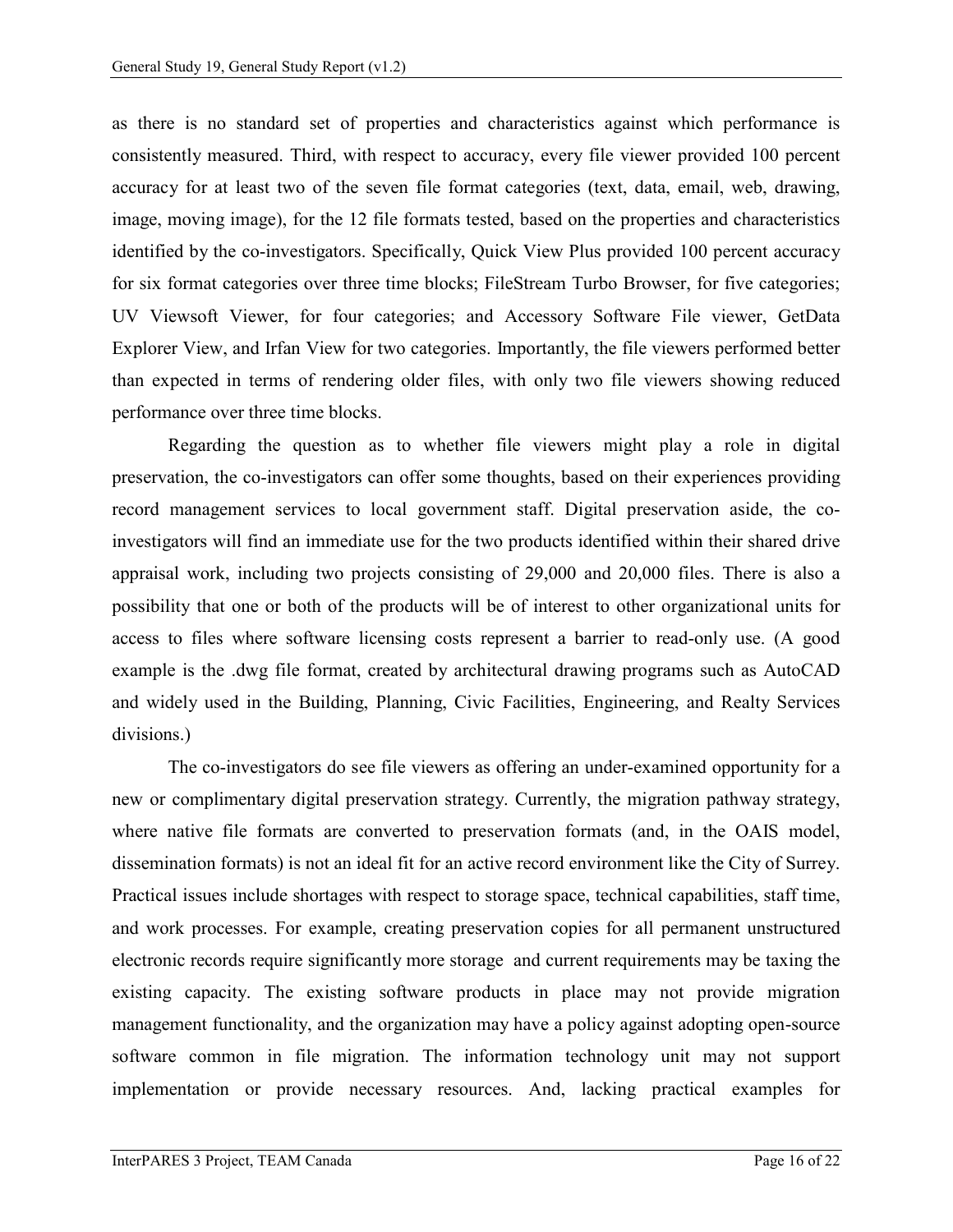as there is no standard set of properties and characteristics against which performance is consistently measured. Third, with respect to accuracy, every file viewer provided 100 percent accuracy for at least two of the seven file format categories (text, data, email, web, drawing, image, moving image), for the 12 file formats tested, based on the properties and characteristics identified by the co-investigators. Specifically, Quick View Plus provided 100 percent accuracy for six format categories over three time blocks; FileStream Turbo Browser, for five categories; UV Viewsoft Viewer, for four categories; and Accessory Software File viewer, GetData Explorer View, and Irfan View for two categories. Importantly, the file viewers performed better than expected in terms of rendering older files, with only two file viewers showing reduced performance over three time blocks.

Regarding the question as to whether file viewers might play a role in digital preservation, the co-investigators can offer some thoughts, based on their experiences providing record management services to local government staff. Digital preservation aside, the co-investigators will find an immediate use for the two products identified within their shared drive appraisal work, including two projects consisting of 29,000 and 20,000 files. There is also a possibility that one or both of the products will be of interest to other organizational units for access to files where software licensing costs represent a barrier to read-only use. (A good example is the .dwg file format, created by architectural drawing programs such as AutoCAD and widely used in the Building, Planning, Civic Facilities, Engineering, and Realty Services divisions.)

The co-investigators do see file viewers as offering an under-examined opportunity for a new or complimentary digital preservation strategy. Currently, the migration pathway strategy, where native file formats are converted to preservation formats (and, in the OAIS model, dissemination formats) is not an ideal fit for an active record environment like the City of Surrey. Practical issues include shortages with respect to storage space, technical capabilities, staff time, and work processes. For example, creating preservation copies for all permanent unstructured electronic records require significantly more storage and current requirements may be taxing the existing capacity. The existing software products in place may not provide migration management functionality, and the organization may have a policy against adopting open-source software common in file migration. The information technology unit may not support implementation or provide necessary resources. And, lacking practical examples for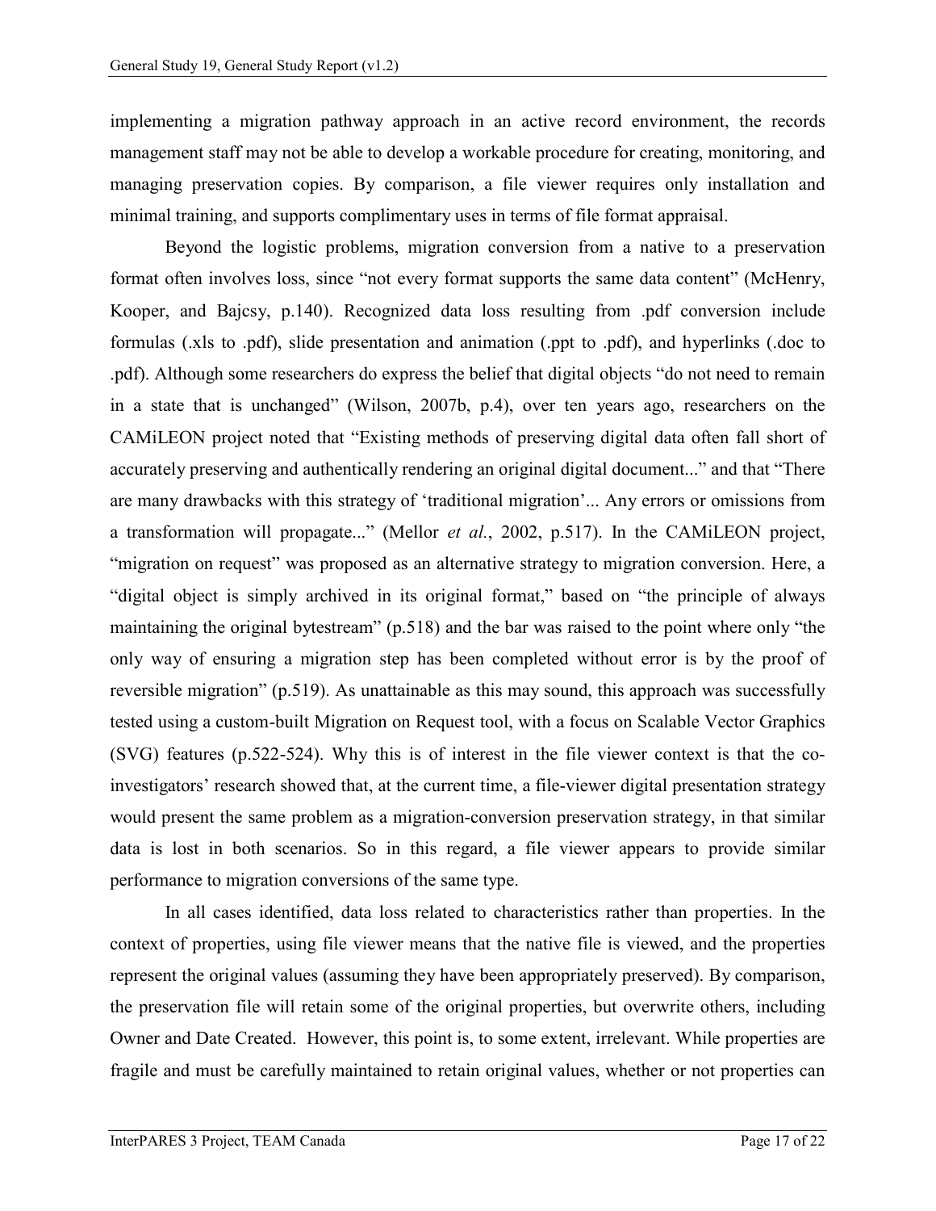implementing a migration pathway approach in an active record environment, the records management staff may not be able to develop a workable procedure for creating, monitoring, and managing preservation copies. By comparison, a file viewer requires only installation and minimal training, and supports complimentary uses in terms of file format appraisal.

Beyond the logistic problems, migration conversion from a native to a preservation format often involves loss, since "not every format supports the same data content" (McHenry, Kooper, and Bajcsy, p.140). Recognized data loss resulting from .pdf conversion include formulas (.xls to .pdf), slide presentation and animation (.ppt to .pdf), and hyperlinks (.doc to .pdf). Although some researchers do express the belief that digital objects "do not need to remain in a state that is unchanged" (Wilson, 2007b, p.4), over ten years ago, researchers on the CAMiLEON project noted that "Existing methods of preserving digital data often fall short of accurately preserving and authentically rendering an original digital document..." and that "There are many drawbacks with this strategy of 'traditional migration'... Any errors or omissions from a transformation will propagate..." (Mellor *et al.*, 2002, p.517). In the CAMiLEON project, "migration on request" was proposed as an alternative strategy to migration conversion. Here, a "digital object is simply archived in its original format," based on "the principle of always maintaining the original bytestream" (p.518) and the bar was raised to the point where only "the only way of ensuring a migration step has been completed without error is by the proof of reversible migration" (p.519). As unattainable as this may sound, this approach was successfully tested using a custom-built Migration on Request tool, with a focus on Scalable Vector Graphics (SVG) features (p.522-524). Why this is of interest in the file viewer context is that the co-investigators' research showed that, at the current time, a file-viewer digital presentation strategy would present the same problem as a migration-conversion preservation strategy, in that similar data is lost in both scenarios. So in this regard, a file viewer appears to provide similar performance to migration conversions of the same type.

In all cases identified, data loss related to characteristics rather than properties. In the context of properties, using file viewer means that the native file is viewed, and the properties represent the original values (assuming they have been appropriately preserved). By comparison, the preservation file will retain some of the original properties, but overwrite others, including Owner and Date Created. However, this point is, to some extent, irrelevant. While properties are fragile and must be carefully maintained to retain original values, whether or not properties can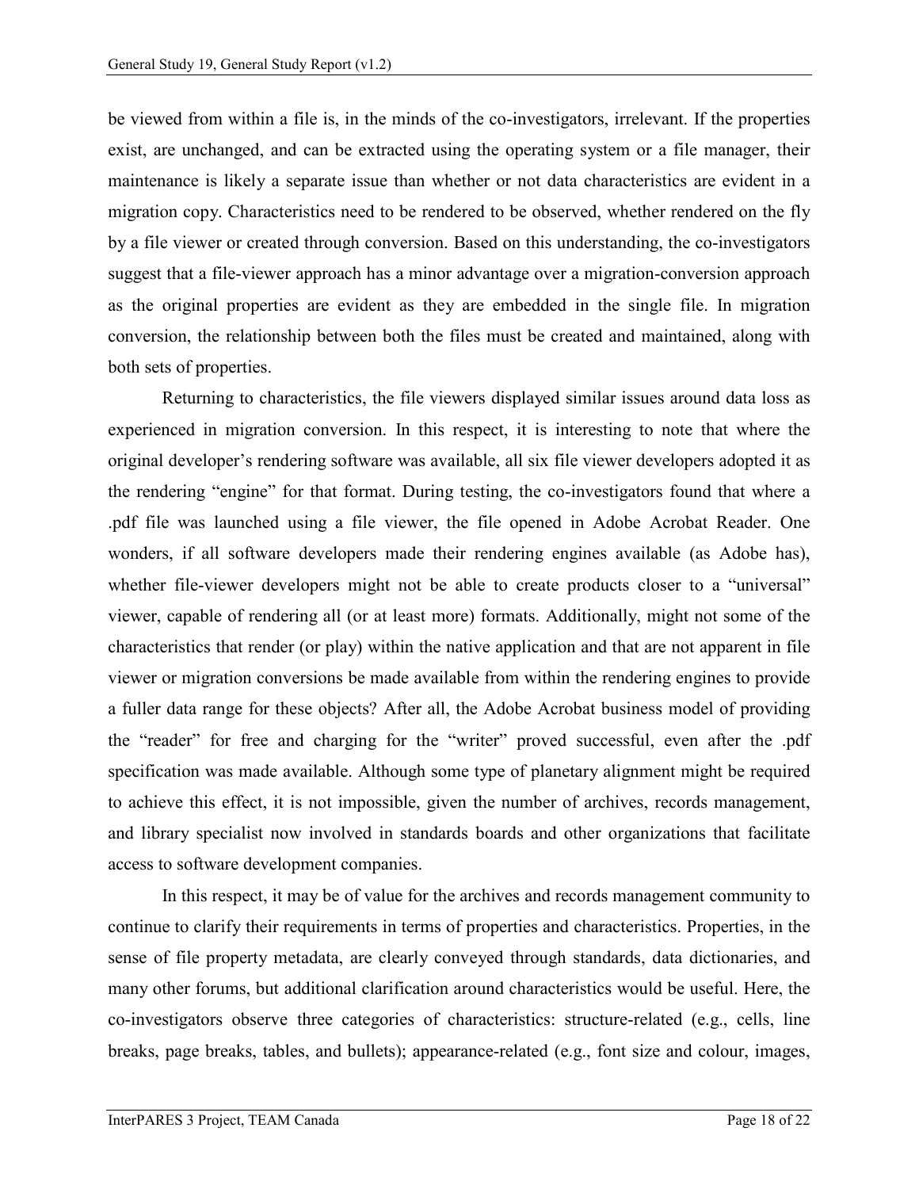be viewed from within a file is, in the minds of the co-investigators, irrelevant. If the properties exist, are unchanged, and can be extracted using the operating system or a file manager, their maintenance is likely a separate issue than whether or not data characteristics are evident in a migration copy. Characteristics need to be rendered to be observed, whether rendered on the fly by a file viewer or created through conversion. Based on this understanding, the co-investigators suggest that a file-viewer approach has a minor advantage over a migration-conversion approach as the original properties are evident as they are embedded in the single file. In migration conversion, the relationship between both the files must be created and maintained, along with both sets of properties.

Returning to characteristics, the file viewers displayed similar issues around data loss as experienced in migration conversion. In this respect, it is interesting to note that where the original developer's rendering software was available, all six file viewer developers adopted it as the rendering "engine" for that format. During testing, the co-investigators found that where a .pdf file was launched using a file viewer, the file opened in Adobe Acrobat Reader. One wonders, if all software developers made their rendering engines available (as Adobe has), whether file-viewer developers might not be able to create products closer to a "universal" viewer, capable of rendering all (or at least more) formats. Additionally, might not some of the characteristics that render (or play) within the native application and that are not apparent in file viewer or migration conversions be made available from within the rendering engines to provide a fuller data range for these objects? After all, the Adobe Acrobat business model of providing the "reader" for free and charging for the "writer" proved successful, even after the .pdf specification was made available. Although some type of planetary alignment might be required to achieve this effect, it is not impossible, given the number of archives, records management, and library specialist now involved in standards boards and other organizations that facilitate access to software development companies.

In this respect, it may be of value for the archives and records management community to continue to clarify their requirements in terms of properties and characteristics. Properties, in the sense of file property metadata, are clearly conveyed through standards, data dictionaries, and many other forums, but additional clarification around characteristics would be useful. Here, the co-investigators observe three categories of characteristics: structure-related (e.g., cells, line breaks, page breaks, tables, and bullets); appearance-related (e.g., font size and colour, images,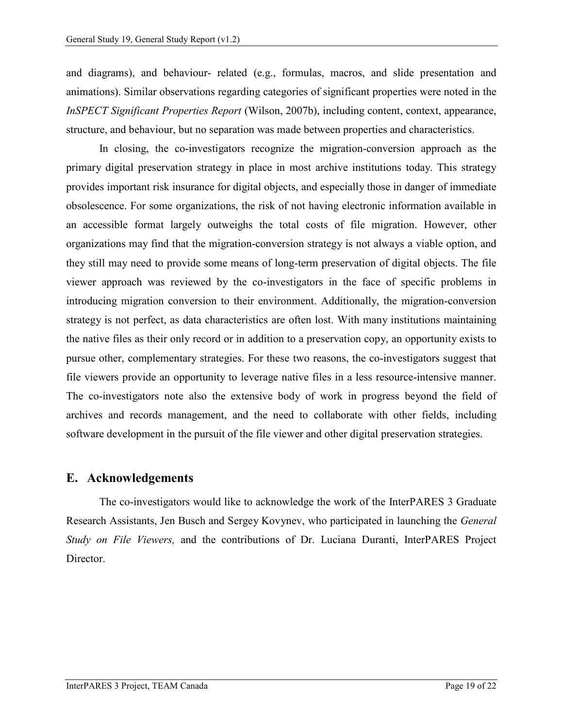and diagrams), and behaviour- related (e.g., formulas, macros, and slide presentation and animations). Similar observations regarding categories of significant properties were noted in the *InSPECT Significant Properties Report* (Wilson, 2007b), including content, context, appearance, structure, and behaviour, but no separation was made between properties and characteristics.

In closing, the co-investigators recognize the migration-conversion approach as the primary digital preservation strategy in place in most archive institutions today. This strategy provides important risk insurance for digital objects, and especially those in danger of immediate obsolescence. For some organizations, the risk of not having electronic information available in an accessible format largely outweighs the total costs of file migration. However, other organizations may find that the migration-conversion strategy is not always a viable option, and they still may need to provide some means of long-term preservation of digital objects. The file viewer approach was reviewed by the co-investigators in the face of specific problems in introducing migration conversion to their environment. Additionally, the migration-conversion strategy is not perfect, as data characteristics are often lost. With many institutions maintaining the native files as their only record or in addition to a preservation copy, an opportunity exists to pursue other, complementary strategies. For these two reasons, the co-investigators suggest that file viewers provide an opportunity to leverage native files in a less resource-intensive manner. The co-investigators note also the extensive body of work in progress beyond the field of archives and records management, and the need to collaborate with other fields, including software development in the pursuit of the file viewer and other digital preservation strategies.

## E. Acknowledgements

The co-investigators would like to acknowledge the work of the InterPARES 3 Graduate Research Assistants, Jen Busch and Sergey Kovynev, who participated in launching the *General Study on File Viewers,* and the contributions of Dr. Luciana Duranti, InterPARES Project Director.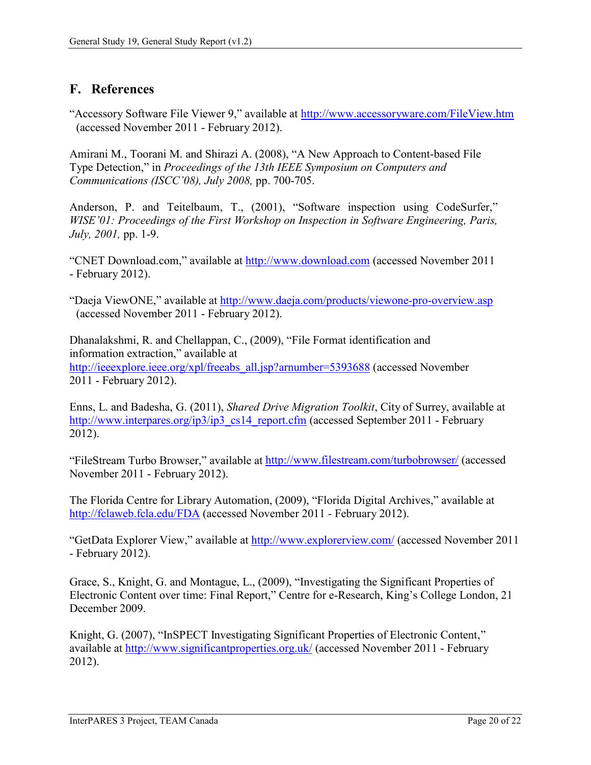## F. References

"Accessory Software File Viewer 9," available at http://www.accessoryware.com/FileView.htm (accessed November 2011 - February 2012).

Amirani M., Toorani M. and Shirazi A. (2008), "A New Approach to Content-based File Type Detection," in *Proceedings of the 13th IEEE Symposium on Computers and Communications (ISCC'08), July 2008,* pp. 700-705.

Anderson, P. and Teitelbaum, T., (2001), "Software inspection using CodeSurfer," *WISE'01: Proceedings of the First Workshop on Inspection in Software Engineering, Paris, July, 2001,* pp. 1-9.

"CNET Download.com," available at http://www.download.com (accessed November 2011 - February 2012).

"Daeja ViewONE," available at http://www.daeja.com/products/viewone-pro-overview.asp (accessed November 2011 - February 2012).

Dhanalakshmi, R. and Chellappan, C., (2009), "File Format identification and information extraction," available at http://ieeexplore.ieee.org/xpl/freeabs_all.jsp?arnumber=5393688 (accessed November 2011 - February 2012).

Enns, L. and Badesha, G. (2011), *Shared Drive Migration Toolkit*, City of Surrey, available at http://www.interpares.org/ip3/ip3_cs14_report.cfm (accessed September 2011 - February 2012).

"FileStream Turbo Browser," available at http://www.filestream.com/turbobrowser/ (accessed November 2011 - February 2012).

The Florida Centre for Library Automation, (2009), "Florida Digital Archives," available at http://fclaweb.fcla.edu/FDA (accessed November 2011 - February 2012).

"GetData Explorer View," available at http://www.explorerview.com/ (accessed November 2011 - February 2012).

Grace, S., Knight, G. and Montague, L., (2009), "Investigating the Significant Properties of Electronic Content over time: Final Report," Centre for e-Research, King's College London, 21 December 2009.

Knight, G. (2007), "InSPECT Investigating Significant Properties of Electronic Content," available at http://www.significantproperties.org.uk/ (accessed November 2011 - February 2012).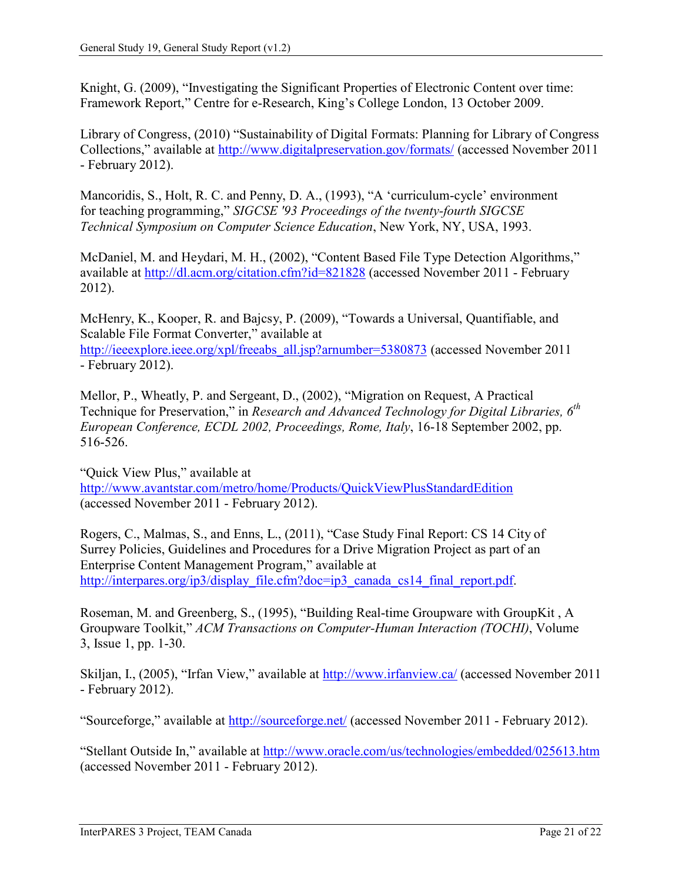Knight, G. (2009), "Investigating the Significant Properties of Electronic Content over time: Framework Report," Centre for e-Research, King's College London, 13 October 2009.

Library of Congress, (2010) "Sustainability of Digital Formats: Planning for Library of Congress Collections," available at http://www.digitalpreservation.gov/formats/ (accessed November 2011 - February 2012).

Mancoridis, S., Holt, R. C. and Penny, D. A., (1993), "A 'curriculum-cycle' environment for teaching programming," *SIGCSE '93 Proceedings of the twenty-fourth SIGCSE Technical Symposium on Computer Science Education*, New York, NY, USA, 1993.

McDaniel, M. and Heydari, M. H., (2002), "Content Based File Type Detection Algorithms," available at http://dl.acm.org/citation.cfm?id=821828 (accessed November 2011 - February 2012).

McHenry, K., Kooper, R. and Bajcsy, P. (2009), "Towards a Universal, Quantifiable, and Scalable File Format Converter," available at http://ieeexplore.ieee.org/xpl/freeabs_all.jsp?arnumber=5380873 (accessed November 2011 - February 2012).

Mellor, P., Wheatly, P. and Sergeant, D., (2002), "Migration on Request, A Practical Technique for Preservation," in *Research and Advanced Technology for Digital Libraries, 6th European Conference, ECDL 2002, Proceedings, Rome, Italy*, 16-18 September 2002, pp. 516-526.

"Quick View Plus," available at http://www.avantstar.com/metro/home/Products/QuickViewPlusStandardEdition (accessed November 2011 - February 2012).

Rogers, C., Malmas, S., and Enns, L., (2011), "Case Study Final Report: CS 14 City of Surrey Policies, Guidelines and Procedures for a Drive Migration Project as part of an Enterprise Content Management Program," available at http://interpares.org/ip3/display_file.cfm?doc=ip3_canada_cs14_final_report.pdf.

Roseman, M. and Greenberg, S., (1995), "Building Real-time Groupware with GroupKit , A Groupware Toolkit," *ACM Transactions on Computer-Human Interaction (TOCHI)*, Volume 3, Issue 1, pp. 1-30.

Skiljan, I., (2005), "Irfan View," available at http://www.irfanview.ca/ (accessed November 2011 - February 2012).

"Sourceforge," available at http://sourceforge.net/ (accessed November 2011 - February 2012).

"Stellant Outside In," available at http://www.oracle.com/us/technologies/embedded/025613.htm (accessed November 2011 - February 2012).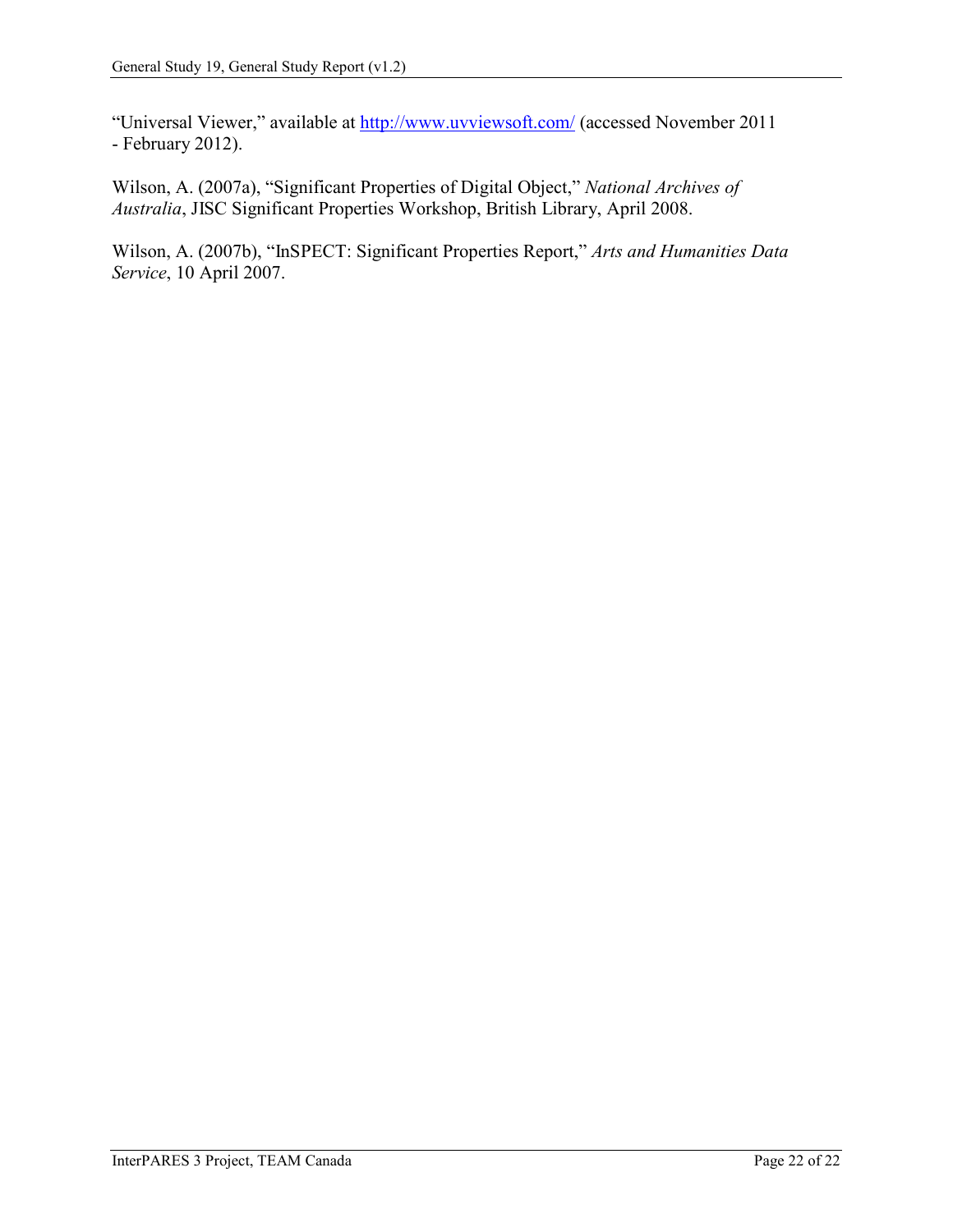"Universal Viewer," available at http://www.uvviewsoft.com/ (accessed November 2011 - February 2012).

Wilson, A. (2007a), "Significant Properties of Digital Object," *National Archives of Australia*, JISC Significant Properties Workshop, British Library, April 2008.

Wilson, A. (2007b), "InSPECT: Significant Properties Report," *Arts and Humanities Data Service*, 10 April 2007.